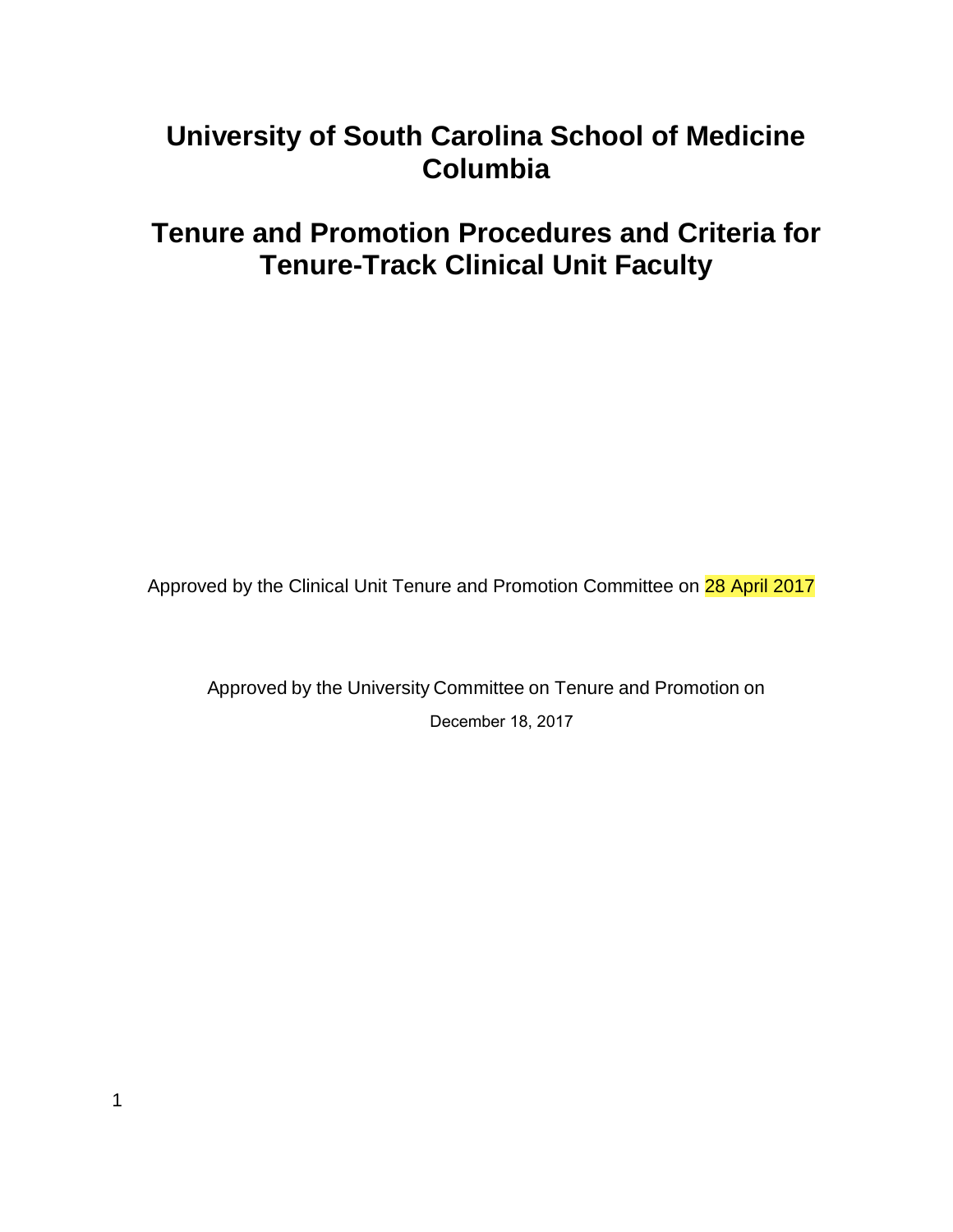# University of South Carolina School of Medicine Columbia

# Tenure and Promotion Procedures and Criteria for Tenure-Track Clinical Unit Faculty

Approved by the Clinical Unit Tenure and Promotion Committee on 28 April 2017

Approved by the University Committee on Tenure and Promotion on

December 18, 2017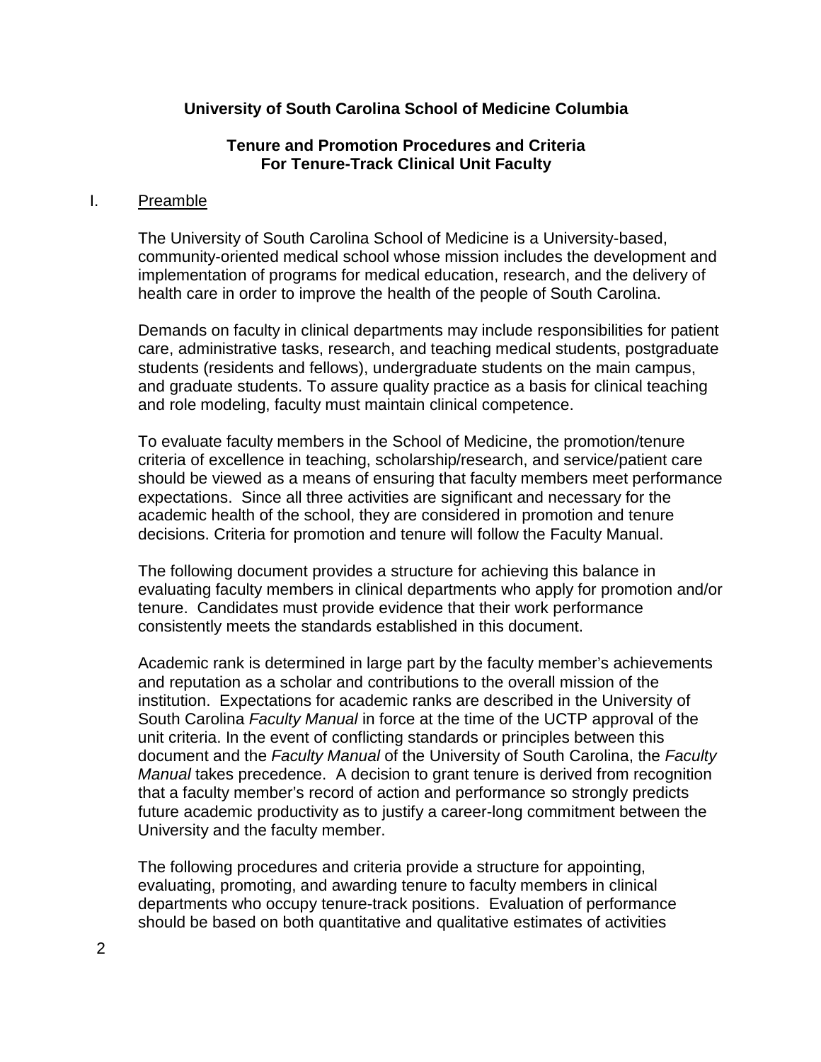**University of South Carolina School of Medicine Columbia**

**Tenure and Promotion Procedures and Criteria**
**For Tenure-Track Clinical Unit Faculty**

## I. Preamble

The University of South Carolina School of Medicine is a University-based, community-oriented medical school whose mission includes the development and implementation of programs for medical education, research, and the delivery of health care in order to improve the health of the people of South Carolina.

Demands on faculty in clinical departments may include responsibilities for patient care, administrative tasks, research, and teaching medical students, postgraduate students (residents and fellows), undergraduate students on the main campus, and graduate students. To assure quality practice as a basis for clinical teaching and role modeling, faculty must maintain clinical competence.

To evaluate faculty members in the School of Medicine, the promotion/tenure criteria of excellence in teaching, scholarship/research, and service/patient care should be viewed as a means of ensuring that faculty members meet performance expectations. Since all three activities are significant and necessary for the academic health of the school, they are considered in promotion and tenure decisions. Criteria for promotion and tenure will follow the Faculty Manual.

The following document provides a structure for achieving this balance in evaluating faculty members in clinical departments who apply for promotion and/or tenure. Candidates must provide evidence that their work performance consistently meets the standards established in this document.

Academic rank is determined in large part by the faculty member's achievements and reputation as a scholar and contributions to the overall mission of the institution. Expectations for academic ranks are described in the University of South Carolina *Faculty Manual* in force at the time of the UCTP approval of the unit criteria. In the event of conflicting standards or principles between this document and the *Faculty Manual* of the University of South Carolina, the *Faculty Manual* takes precedence. A decision to grant tenure is derived from recognition that a faculty member's record of action and performance so strongly predicts future academic productivity as to justify a career-long commitment between the University and the faculty member.

The following procedures and criteria provide a structure for appointing, evaluating, promoting, and awarding tenure to faculty members in clinical departments who occupy tenure-track positions. Evaluation of performance should be based on both quantitative and qualitative estimates of activities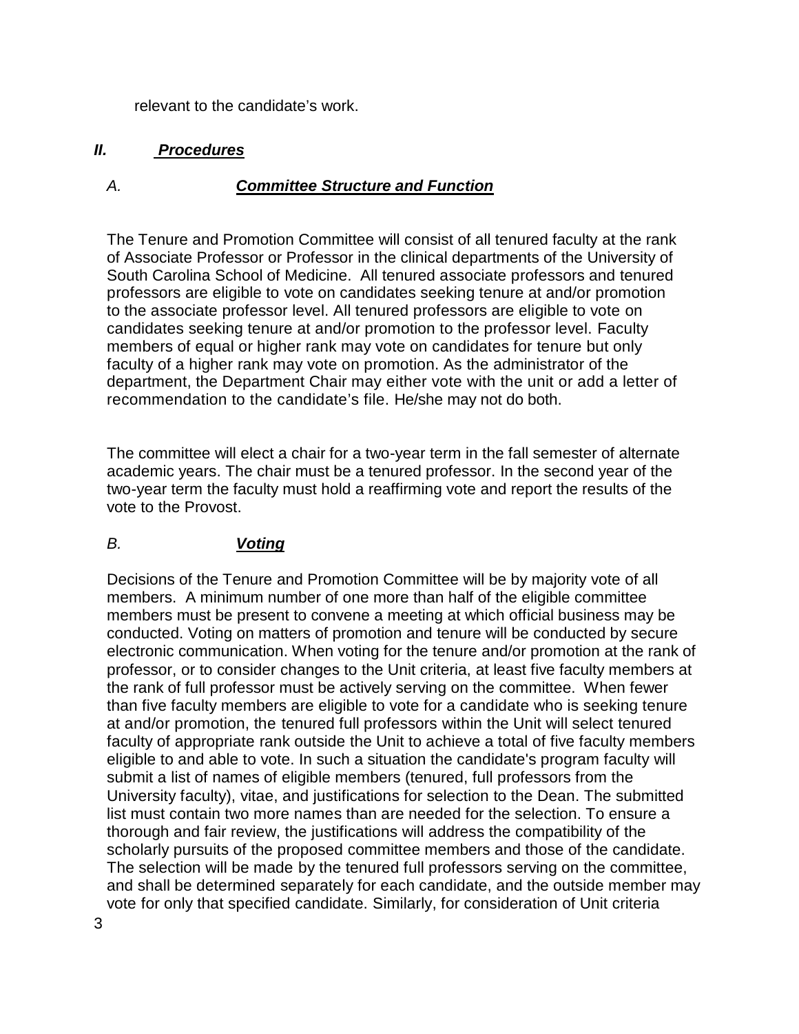relevant to the candidate's work.

## *II. Procedures*

### *A. **Committee Structure and Function***

The Tenure and Promotion Committee will consist of all tenured faculty at the rank of Associate Professor or Professor in the clinical departments of the University of South Carolina School of Medicine. All tenured associate professors and tenured professors are eligible to vote on candidates seeking tenure at and/or promotion to the associate professor level. All tenured professors are eligible to vote on candidates seeking tenure at and/or promotion to the professor level. Faculty members of equal or higher rank may vote on candidates for tenure but only faculty of a higher rank may vote on promotion. As the administrator of the department, the Department Chair may either vote with the unit or add a letter of recommendation to the candidate's file. He/she may not do both.

The committee will elect a chair for a two-year term in the fall semester of alternate academic years. The chair must be a tenured professor. In the second year of the two-year term the faculty must hold a reaffirming vote and report the results of the vote to the Provost.

### *B. **Voting***

Decisions of the Tenure and Promotion Committee will be by majority vote of all members. A minimum number of one more than half of the eligible committee members must be present to convene a meeting at which official business may be conducted. Voting on matters of promotion and tenure will be conducted by secure electronic communication. When voting for the tenure and/or promotion at the rank of professor, or to consider changes to the Unit criteria, at least five faculty members at the rank of full professor must be actively serving on the committee. When fewer than five faculty members are eligible to vote for a candidate who is seeking tenure at and/or promotion, the tenured full professors within the Unit will select tenured faculty of appropriate rank outside the Unit to achieve a total of five faculty members eligible to and able to vote. In such a situation the candidate's program faculty will submit a list of names of eligible members (tenured, full professors from the University faculty), vitae, and justifications for selection to the Dean. The submitted list must contain two more names than are needed for the selection. To ensure a thorough and fair review, the justifications will address the compatibility of the scholarly pursuits of the proposed committee members and those of the candidate. The selection will be made by the tenured full professors serving on the committee, and shall be determined separately for each candidate, and the outside member may vote for only that specified candidate. Similarly, for consideration of Unit criteria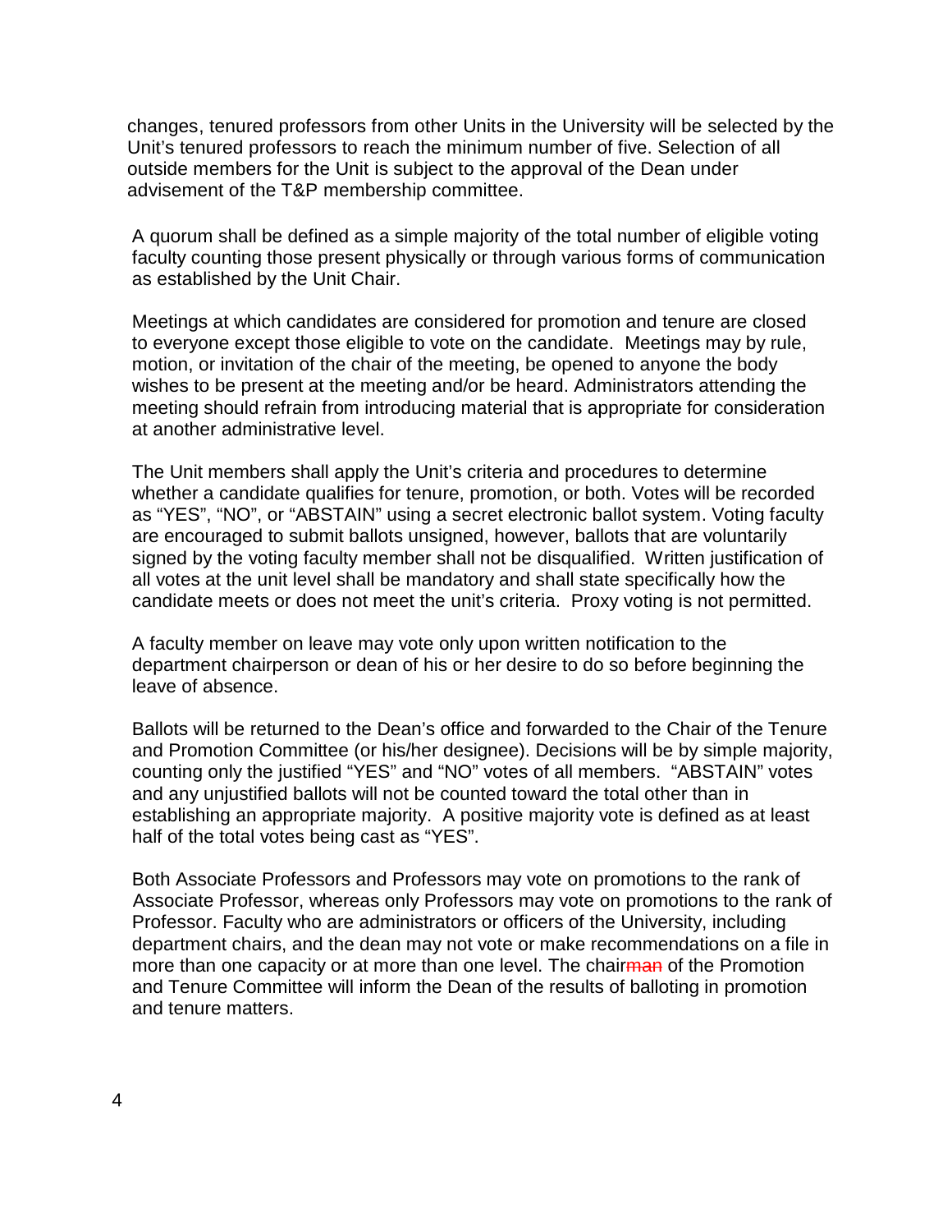changes, tenured professors from other Units in the University will be selected by the Unit's tenured professors to reach the minimum number of five. Selection of all outside members for the Unit is subject to the approval of the Dean under advisement of the T&P membership committee.

A quorum shall be defined as a simple majority of the total number of eligible voting faculty counting those present physically or through various forms of communication as established by the Unit Chair.

Meetings at which candidates are considered for promotion and tenure are closed to everyone except those eligible to vote on the candidate. Meetings may by rule, motion, or invitation of the chair of the meeting, be opened to anyone the body wishes to be present at the meeting and/or be heard. Administrators attending the meeting should refrain from introducing material that is appropriate for consideration at another administrative level.

The Unit members shall apply the Unit's criteria and procedures to determine whether a candidate qualifies for tenure, promotion, or both. Votes will be recorded as "YES", "NO", or "ABSTAIN" using a secret electronic ballot system. Voting faculty are encouraged to submit ballots unsigned, however, ballots that are voluntarily signed by the voting faculty member shall not be disqualified. Written justification of all votes at the unit level shall be mandatory and shall state specifically how the candidate meets or does not meet the unit's criteria. Proxy voting is not permitted.

A faculty member on leave may vote only upon written notification to the department chairperson or dean of his or her desire to do so before beginning the leave of absence.

Ballots will be returned to the Dean's office and forwarded to the Chair of the Tenure and Promotion Committee (or his/her designee). Decisions will be by simple majority, counting only the justified "YES" and "NO" votes of all members. "ABSTAIN" votes and any unjustified ballots will not be counted toward the total other than in establishing an appropriate majority. A positive majority vote is defined as at least half of the total votes being cast as "YES".

Both Associate Professors and Professors may vote on promotions to the rank of Associate Professor, whereas only Professors may vote on promotions to the rank of Professor. Faculty who are administrators or officers of the University, including department chairs, and the dean may not vote or make recommendations on a file in more than one capacity or at more than one level. The chair~~man~~ of the Promotion and Tenure Committee will inform the Dean of the results of balloting in promotion and tenure matters.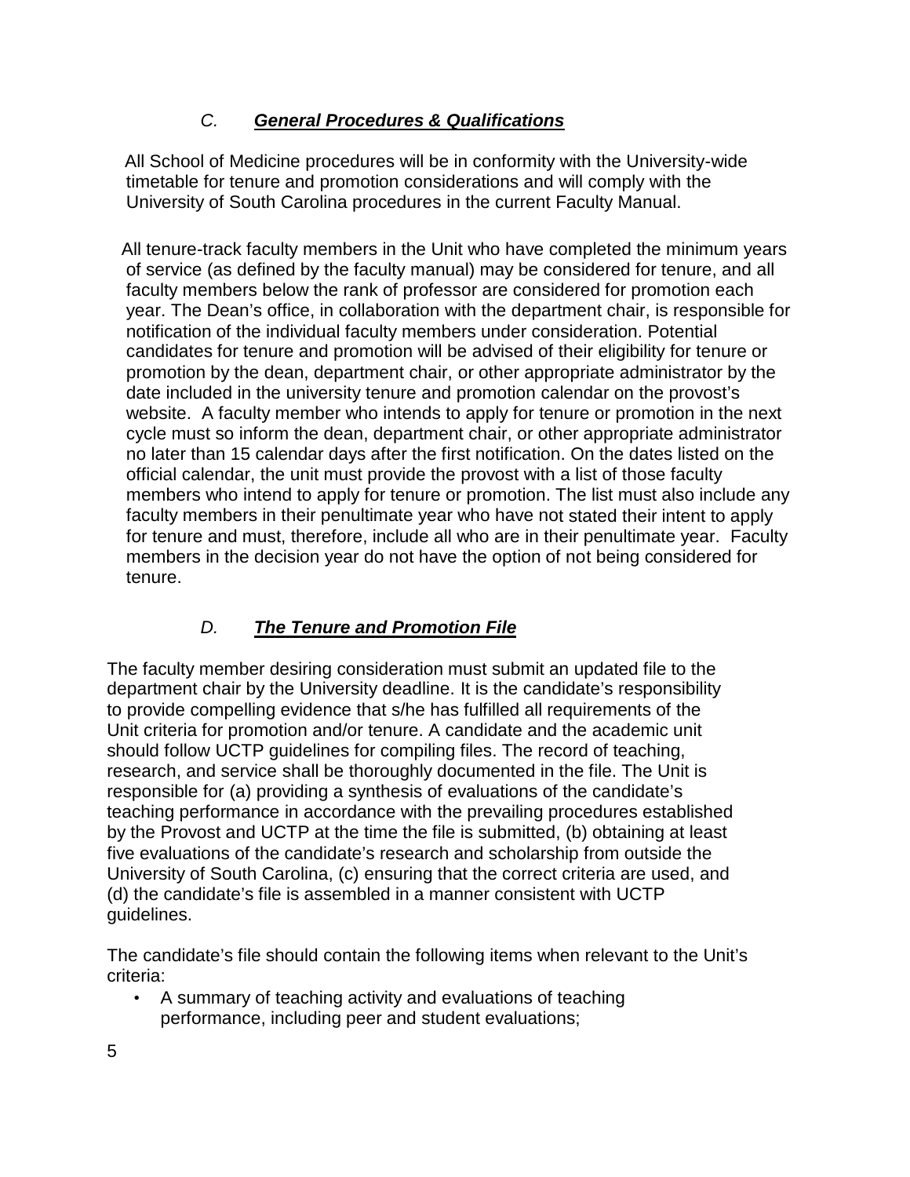### C. ***General Procedures & Qualifications***

All School of Medicine procedures will be in conformity with the University-wide timetable for tenure and promotion considerations and will comply with the University of South Carolina procedures in the current Faculty Manual.

All tenure-track faculty members in the Unit who have completed the minimum years of service (as defined by the faculty manual) may be considered for tenure, and all faculty members below the rank of professor are considered for promotion each year. The Dean's office, in collaboration with the department chair, is responsible for notification of the individual faculty members under consideration. Potential candidates for tenure and promotion will be advised of their eligibility for tenure or promotion by the dean, department chair, or other appropriate administrator by the date included in the university tenure and promotion calendar on the provost's website. A faculty member who intends to apply for tenure or promotion in the next cycle must so inform the dean, department chair, or other appropriate administrator no later than 15 calendar days after the first notification. On the dates listed on the official calendar, the unit must provide the provost with a list of those faculty members who intend to apply for tenure or promotion. The list must also include any faculty members in their penultimate year who have not stated their intent to apply for tenure and must, therefore, include all who are in their penultimate year. Faculty members in the decision year do not have the option of not being considered for tenure.

### D. ***The Tenure and Promotion File***

The faculty member desiring consideration must submit an updated file to the department chair by the University deadline. It is the candidate's responsibility to provide compelling evidence that s/he has fulfilled all requirements of the Unit criteria for promotion and/or tenure. A candidate and the academic unit should follow UCTP guidelines for compiling files. The record of teaching, research, and service shall be thoroughly documented in the file. The Unit is responsible for (a) providing a synthesis of evaluations of the candidate's teaching performance in accordance with the prevailing procedures established by the Provost and UCTP at the time the file is submitted, (b) obtaining at least five evaluations of the candidate's research and scholarship from outside the University of South Carolina, (c) ensuring that the correct criteria are used, and (d) the candidate's file is assembled in a manner consistent with UCTP guidelines.

The candidate's file should contain the following items when relevant to the Unit's criteria:

- A summary of teaching activity and evaluations of teaching performance, including peer and student evaluations;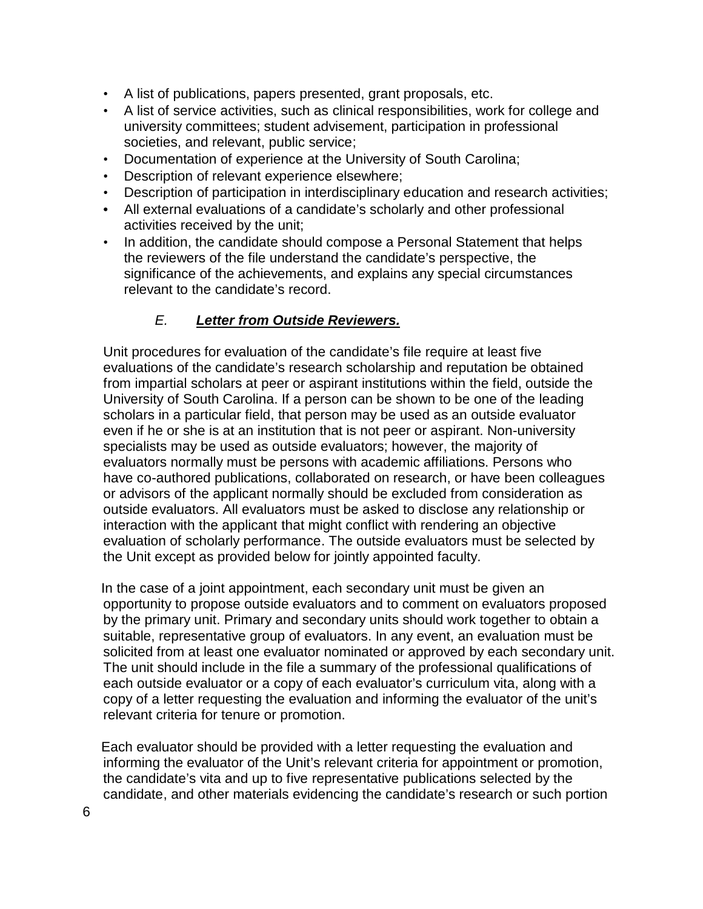- A list of publications, papers presented, grant proposals, etc.
- A list of service activities, such as clinical responsibilities, work for college and university committees; student advisement, participation in professional societies, and relevant, public service;
- Documentation of experience at the University of South Carolina;
- Description of relevant experience elsewhere;
- Description of participation in interdisciplinary education and research activities;
- All external evaluations of a candidate's scholarly and other professional activities received by the unit;
- In addition, the candidate should compose a Personal Statement that helps the reviewers of the file understand the candidate's perspective, the significance of the achievements, and explains any special circumstances relevant to the candidate's record.

### *E.* ***Letter from Outside Reviewers.***

Unit procedures for evaluation of the candidate's file require at least five evaluations of the candidate's research scholarship and reputation be obtained from impartial scholars at peer or aspirant institutions within the field, outside the University of South Carolina. If a person can be shown to be one of the leading scholars in a particular field, that person may be used as an outside evaluator even if he or she is at an institution that is not peer or aspirant. Non-university specialists may be used as outside evaluators; however, the majority of evaluators normally must be persons with academic affiliations. Persons who have co-authored publications, collaborated on research, or have been colleagues or advisors of the applicant normally should be excluded from consideration as outside evaluators. All evaluators must be asked to disclose any relationship or interaction with the applicant that might conflict with rendering an objective evaluation of scholarly performance. The outside evaluators must be selected by the Unit except as provided below for jointly appointed faculty.

In the case of a joint appointment, each secondary unit must be given an opportunity to propose outside evaluators and to comment on evaluators proposed by the primary unit. Primary and secondary units should work together to obtain a suitable, representative group of evaluators. In any event, an evaluation must be solicited from at least one evaluator nominated or approved by each secondary unit. The unit should include in the file a summary of the professional qualifications of each outside evaluator or a copy of each evaluator's curriculum vita, along with a copy of a letter requesting the evaluation and informing the evaluator of the unit's relevant criteria for tenure or promotion.

Each evaluator should be provided with a letter requesting the evaluation and informing the evaluator of the Unit's relevant criteria for appointment or promotion, the candidate's vita and up to five representative publications selected by the candidate, and other materials evidencing the candidate's research or such portion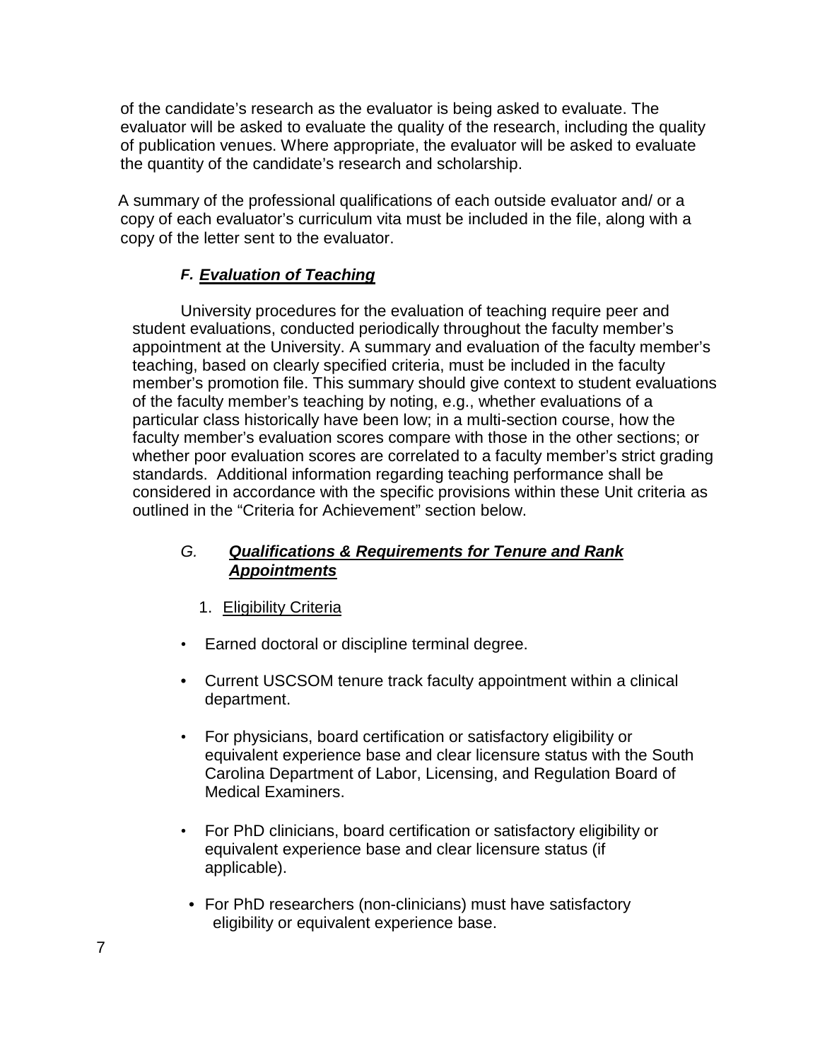of the candidate's research as the evaluator is being asked to evaluate. The evaluator will be asked to evaluate the quality of the research, including the quality of publication venues. Where appropriate, the evaluator will be asked to evaluate the quantity of the candidate's research and scholarship.

A summary of the professional qualifications of each outside evaluator and/ or a copy of each evaluator's curriculum vita must be included in the file, along with a copy of the letter sent to the evaluator.

### *F. Evaluation of Teaching*

University procedures for the evaluation of teaching require peer and student evaluations, conducted periodically throughout the faculty member's appointment at the University. A summary and evaluation of the faculty member's teaching, based on clearly specified criteria, must be included in the faculty member's promotion file. This summary should give context to student evaluations of the faculty member's teaching by noting, e.g., whether evaluations of a particular class historically have been low; in a multi-section course, how the faculty member's evaluation scores compare with those in the other sections; or whether poor evaluation scores are correlated to a faculty member's strict grading standards. Additional information regarding teaching performance shall be considered in accordance with the specific provisions within these Unit criteria as outlined in the "Criteria for Achievement" section below.

### *G. Qualifications & Requirements for Tenure and Rank Appointments*

1. Eligibility Criteria

- Earned doctoral or discipline terminal degree.
- Current USCSOM tenure track faculty appointment within a clinical department.
- For physicians, board certification or satisfactory eligibility or equivalent experience base and clear licensure status with the South Carolina Department of Labor, Licensing, and Regulation Board of Medical Examiners.
- For PhD clinicians, board certification or satisfactory eligibility or equivalent experience base and clear licensure status (if applicable).
- For PhD researchers (non-clinicians) must have satisfactory eligibility or equivalent experience base.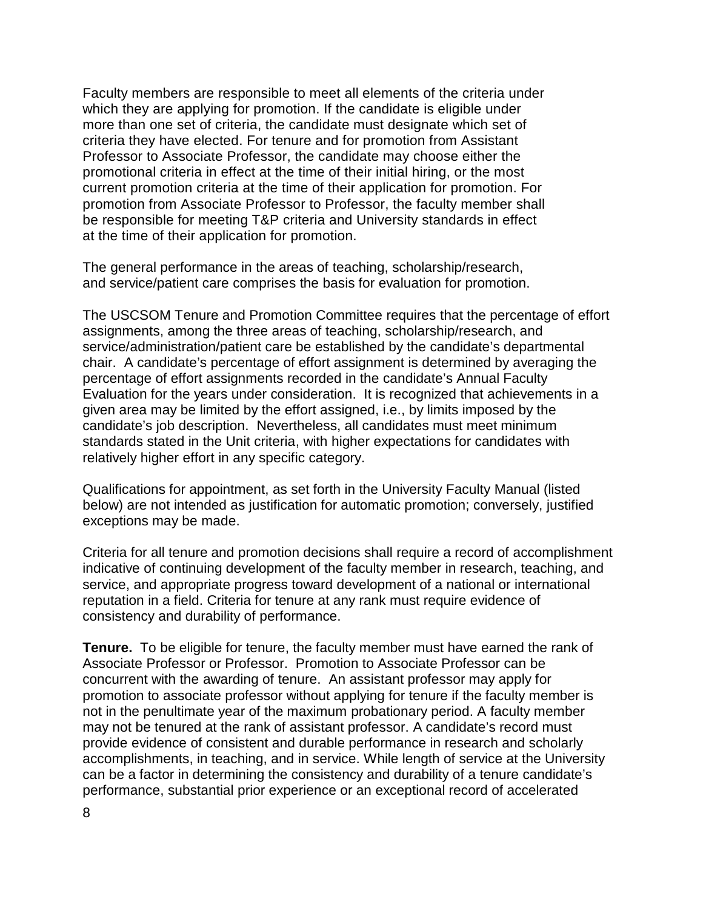Faculty members are responsible to meet all elements of the criteria under which they are applying for promotion. If the candidate is eligible under more than one set of criteria, the candidate must designate which set of criteria they have elected. For tenure and for promotion from Assistant Professor to Associate Professor, the candidate may choose either the promotional criteria in effect at the time of their initial hiring, or the most current promotion criteria at the time of their application for promotion. For promotion from Associate Professor to Professor, the faculty member shall be responsible for meeting T&P criteria and University standards in effect at the time of their application for promotion.

The general performance in the areas of teaching, scholarship/research, and service/patient care comprises the basis for evaluation for promotion.

The USCSOM Tenure and Promotion Committee requires that the percentage of effort assignments, among the three areas of teaching, scholarship/research, and service/administration/patient care be established by the candidate's departmental chair. A candidate's percentage of effort assignment is determined by averaging the percentage of effort assignments recorded in the candidate's Annual Faculty Evaluation for the years under consideration. It is recognized that achievements in a given area may be limited by the effort assigned, i.e., by limits imposed by the candidate's job description. Nevertheless, all candidates must meet minimum standards stated in the Unit criteria, with higher expectations for candidates with relatively higher effort in any specific category.

Qualifications for appointment, as set forth in the University Faculty Manual (listed below) are not intended as justification for automatic promotion; conversely, justified exceptions may be made.

Criteria for all tenure and promotion decisions shall require a record of accomplishment indicative of continuing development of the faculty member in research, teaching, and service, and appropriate progress toward development of a national or international reputation in a field. Criteria for tenure at any rank must require evidence of consistency and durability of performance.

**Tenure.** To be eligible for tenure, the faculty member must have earned the rank of Associate Professor or Professor. Promotion to Associate Professor can be concurrent with the awarding of tenure. An assistant professor may apply for promotion to associate professor without applying for tenure if the faculty member is not in the penultimate year of the maximum probationary period. A faculty member may not be tenured at the rank of assistant professor. A candidate's record must provide evidence of consistent and durable performance in research and scholarly accomplishments, in teaching, and in service. While length of service at the University can be a factor in determining the consistency and durability of a tenure candidate's performance, substantial prior experience or an exceptional record of accelerated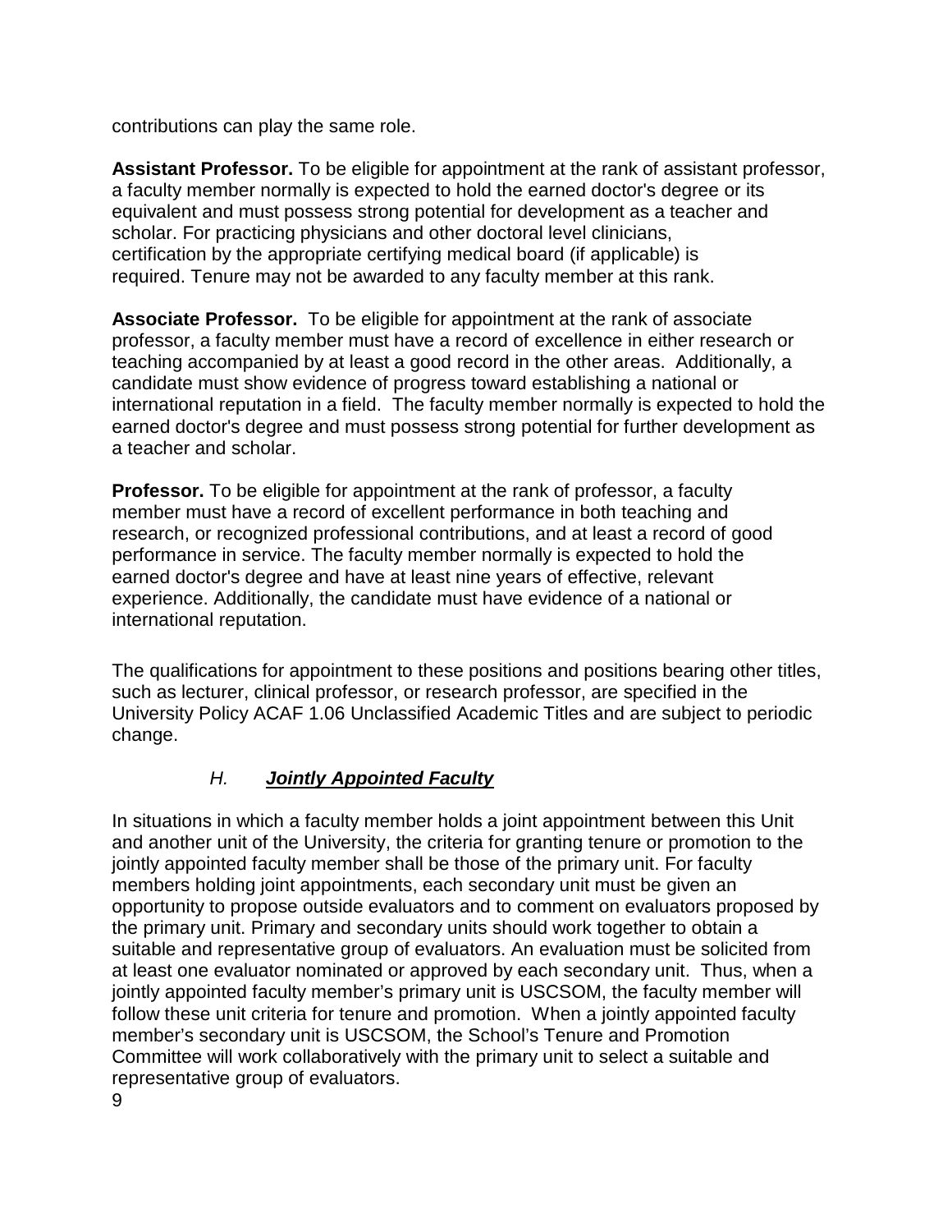contributions can play the same role.

**Assistant Professor.** To be eligible for appointment at the rank of assistant professor, a faculty member normally is expected to hold the earned doctor's degree or its equivalent and must possess strong potential for development as a teacher and scholar. For practicing physicians and other doctoral level clinicians, certification by the appropriate certifying medical board (if applicable) is required. Tenure may not be awarded to any faculty member at this rank.

**Associate Professor.** To be eligible for appointment at the rank of associate professor, a faculty member must have a record of excellence in either research or teaching accompanied by at least a good record in the other areas. Additionally, a candidate must show evidence of progress toward establishing a national or international reputation in a field. The faculty member normally is expected to hold the earned doctor's degree and must possess strong potential for further development as a teacher and scholar.

**Professor.** To be eligible for appointment at the rank of professor, a faculty member must have a record of excellent performance in both teaching and research, or recognized professional contributions, and at least a record of good performance in service. The faculty member normally is expected to hold the earned doctor's degree and have at least nine years of effective, relevant experience. Additionally, the candidate must have evidence of a national or international reputation.

The qualifications for appointment to these positions and positions bearing other titles, such as lecturer, clinical professor, or research professor, are specified in the University Policy ACAF 1.06 Unclassified Academic Titles and are subject to periodic change.

### *H.* ***Jointly Appointed Faculty***

In situations in which a faculty member holds a joint appointment between this Unit and another unit of the University, the criteria for granting tenure or promotion to the jointly appointed faculty member shall be those of the primary unit. For faculty members holding joint appointments, each secondary unit must be given an opportunity to propose outside evaluators and to comment on evaluators proposed by the primary unit. Primary and secondary units should work together to obtain a suitable and representative group of evaluators. An evaluation must be solicited from at least one evaluator nominated or approved by each secondary unit. Thus, when a jointly appointed faculty member's primary unit is USCSOM, the faculty member will follow these unit criteria for tenure and promotion. When a jointly appointed faculty member's secondary unit is USCSOM, the School's Tenure and Promotion Committee will work collaboratively with the primary unit to select a suitable and representative group of evaluators.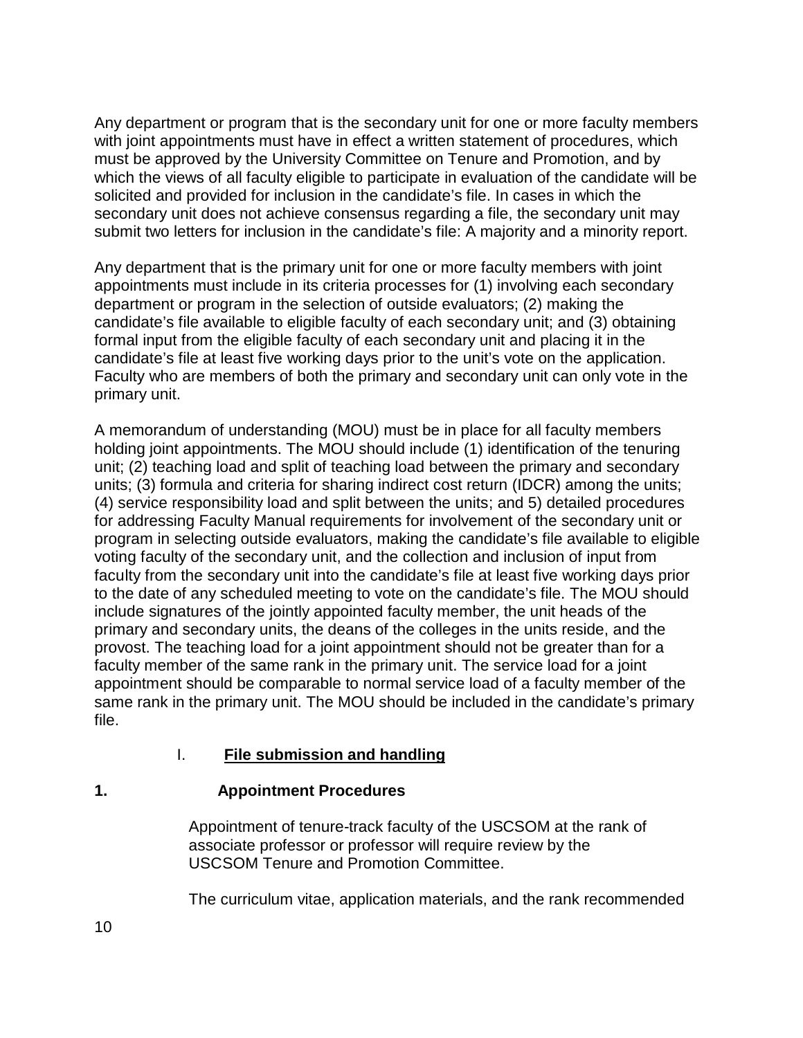Any department or program that is the secondary unit for one or more faculty members with joint appointments must have in effect a written statement of procedures, which must be approved by the University Committee on Tenure and Promotion, and by which the views of all faculty eligible to participate in evaluation of the candidate will be solicited and provided for inclusion in the candidate's file. In cases in which the secondary unit does not achieve consensus regarding a file, the secondary unit may submit two letters for inclusion in the candidate's file: A majority and a minority report.

Any department that is the primary unit for one or more faculty members with joint appointments must include in its criteria processes for (1) involving each secondary department or program in the selection of outside evaluators; (2) making the candidate's file available to eligible faculty of each secondary unit; and (3) obtaining formal input from the eligible faculty of each secondary unit and placing it in the candidate's file at least five working days prior to the unit's vote on the application. Faculty who are members of both the primary and secondary unit can only vote in the primary unit.

A memorandum of understanding (MOU) must be in place for all faculty members holding joint appointments. The MOU should include (1) identification of the tenuring unit; (2) teaching load and split of teaching load between the primary and secondary units; (3) formula and criteria for sharing indirect cost return (IDCR) among the units; (4) service responsibility load and split between the units; and 5) detailed procedures for addressing Faculty Manual requirements for involvement of the secondary unit or program in selecting outside evaluators, making the candidate's file available to eligible voting faculty of the secondary unit, and the collection and inclusion of input from faculty from the secondary unit into the candidate's file at least five working days prior to the date of any scheduled meeting to vote on the candidate's file. The MOU should include signatures of the jointly appointed faculty member, the unit heads of the primary and secondary units, the deans of the colleges in the units reside, and the provost. The teaching load for a joint appointment should not be greater than for a faculty member of the same rank in the primary unit. The service load for a joint appointment should be comparable to normal service load of a faculty member of the same rank in the primary unit. The MOU should be included in the candidate's primary file.

## I. File submission and handling

### 1. Appointment Procedures

Appointment of tenure-track faculty of the USCSOM at the rank of associate professor or professor will require review by the USCSOM Tenure and Promotion Committee.

The curriculum vitae, application materials, and the rank recommended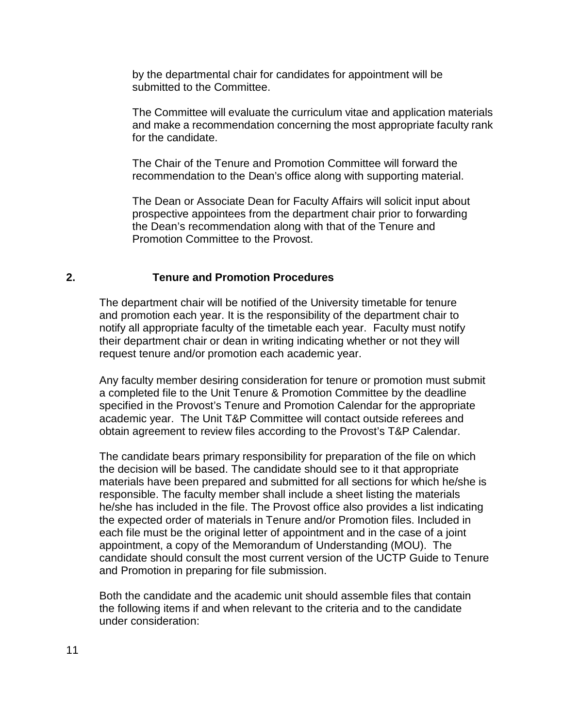by the departmental chair for candidates for appointment will be submitted to the Committee.

The Committee will evaluate the curriculum vitae and application materials and make a recommendation concerning the most appropriate faculty rank for the candidate.

The Chair of the Tenure and Promotion Committee will forward the recommendation to the Dean's office along with supporting material.

The Dean or Associate Dean for Faculty Affairs will solicit input about prospective appointees from the department chair prior to forwarding the Dean's recommendation along with that of the Tenure and Promotion Committee to the Provost.

## 2. Tenure and Promotion Procedures

The department chair will be notified of the University timetable for tenure and promotion each year. It is the responsibility of the department chair to notify all appropriate faculty of the timetable each year. Faculty must notify their department chair or dean in writing indicating whether or not they will request tenure and/or promotion each academic year.

Any faculty member desiring consideration for tenure or promotion must submit a completed file to the Unit Tenure & Promotion Committee by the deadline specified in the Provost's Tenure and Promotion Calendar for the appropriate academic year. The Unit T&P Committee will contact outside referees and obtain agreement to review files according to the Provost's T&P Calendar.

The candidate bears primary responsibility for preparation of the file on which the decision will be based. The candidate should see to it that appropriate materials have been prepared and submitted for all sections for which he/she is responsible. The faculty member shall include a sheet listing the materials he/she has included in the file. The Provost office also provides a list indicating the expected order of materials in Tenure and/or Promotion files. Included in each file must be the original letter of appointment and in the case of a joint appointment, a copy of the Memorandum of Understanding (MOU). The candidate should consult the most current version of the UCTP Guide to Tenure and Promotion in preparing for file submission.

Both the candidate and the academic unit should assemble files that contain the following items if and when relevant to the criteria and to the candidate under consideration: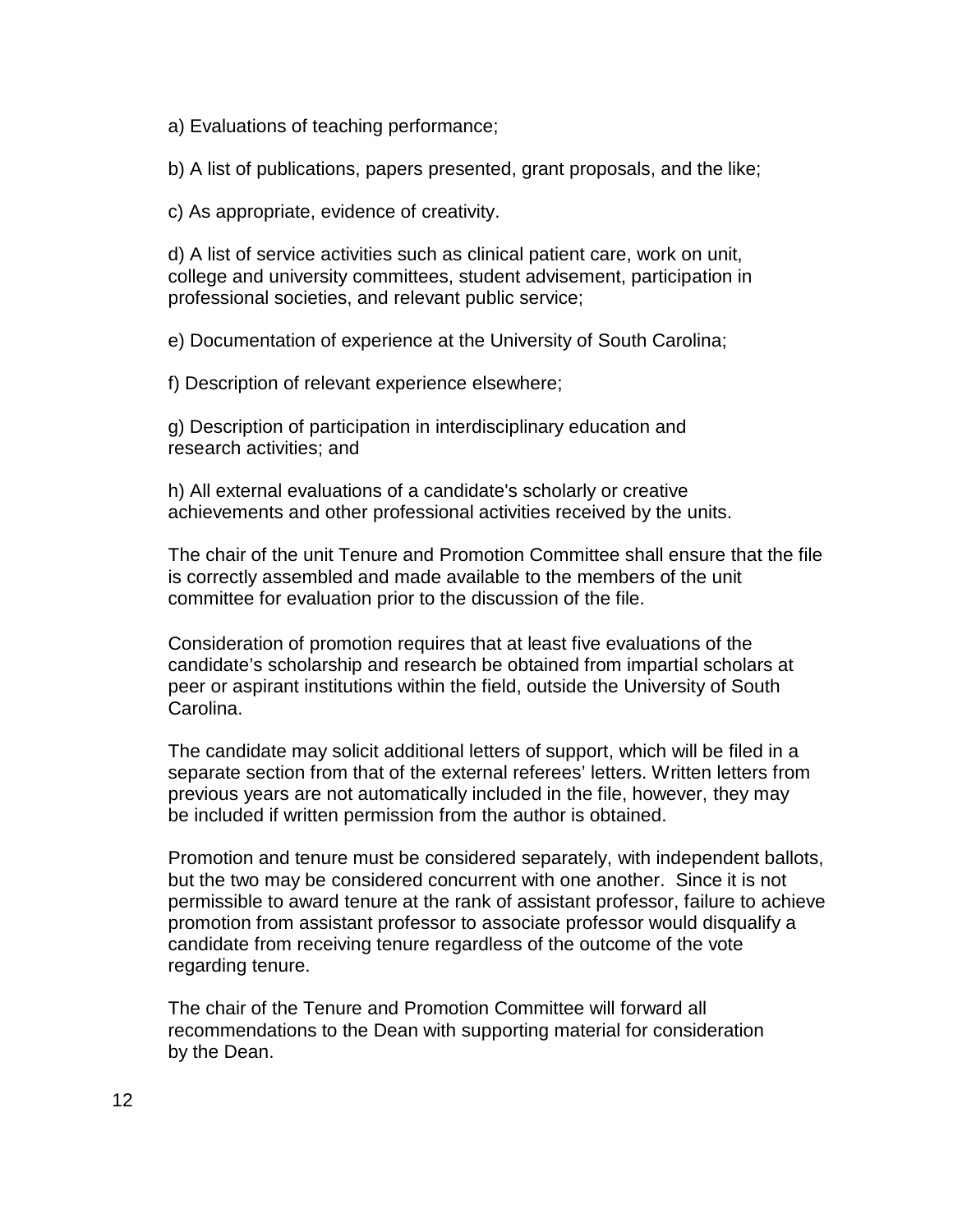a) Evaluations of teaching performance;

b) A list of publications, papers presented, grant proposals, and the like;

c) As appropriate, evidence of creativity.

d) A list of service activities such as clinical patient care, work on unit, college and university committees, student advisement, participation in professional societies, and relevant public service;

e) Documentation of experience at the University of South Carolina;

f) Description of relevant experience elsewhere;

g) Description of participation in interdisciplinary education and research activities; and

h) All external evaluations of a candidate's scholarly or creative achievements and other professional activities received by the units.

The chair of the unit Tenure and Promotion Committee shall ensure that the file is correctly assembled and made available to the members of the unit committee for evaluation prior to the discussion of the file.

Consideration of promotion requires that at least five evaluations of the candidate's scholarship and research be obtained from impartial scholars at peer or aspirant institutions within the field, outside the University of South Carolina.

The candidate may solicit additional letters of support, which will be filed in a separate section from that of the external referees' letters. Written letters from previous years are not automatically included in the file, however, they may be included if written permission from the author is obtained.

Promotion and tenure must be considered separately, with independent ballots, but the two may be considered concurrent with one another. Since it is not permissible to award tenure at the rank of assistant professor, failure to achieve promotion from assistant professor to associate professor would disqualify a candidate from receiving tenure regardless of the outcome of the vote regarding tenure.

The chair of the Tenure and Promotion Committee will forward all recommendations to the Dean with supporting material for consideration by the Dean.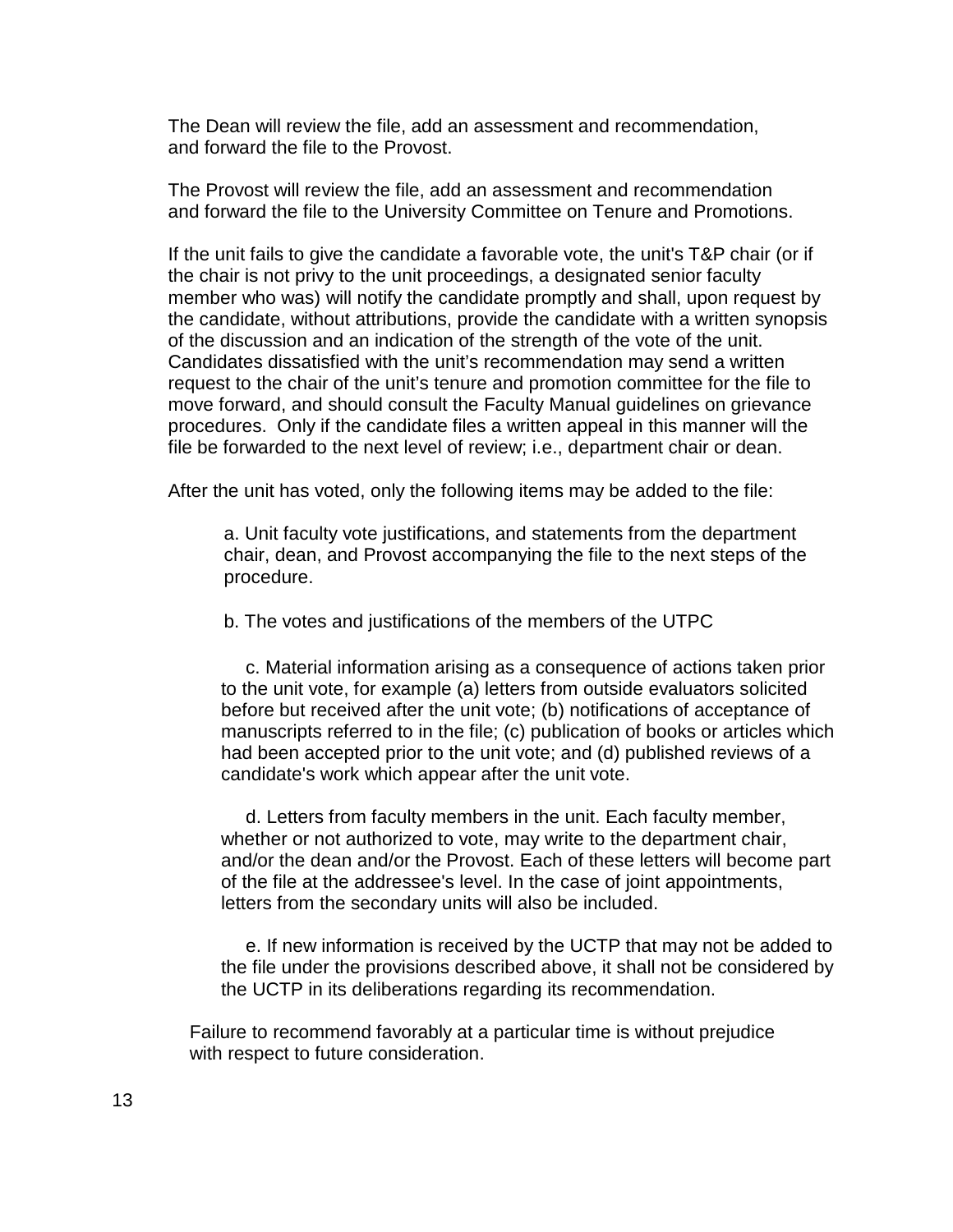The Dean will review the file, add an assessment and recommendation, and forward the file to the Provost.

The Provost will review the file, add an assessment and recommendation and forward the file to the University Committee on Tenure and Promotions.

If the unit fails to give the candidate a favorable vote, the unit's T&P chair (or if the chair is not privy to the unit proceedings, a designated senior faculty member who was) will notify the candidate promptly and shall, upon request by the candidate, without attributions, provide the candidate with a written synopsis of the discussion and an indication of the strength of the vote of the unit. Candidates dissatisfied with the unit's recommendation may send a written request to the chair of the unit's tenure and promotion committee for the file to move forward, and should consult the Faculty Manual guidelines on grievance procedures. Only if the candidate files a written appeal in this manner will the file be forwarded to the next level of review; i.e., department chair or dean.

After the unit has voted, only the following items may be added to the file:

a. Unit faculty vote justifications, and statements from the department chair, dean, and Provost accompanying the file to the next steps of the procedure.

b. The votes and justifications of the members of the UTPC

c. Material information arising as a consequence of actions taken prior to the unit vote, for example (a) letters from outside evaluators solicited before but received after the unit vote; (b) notifications of acceptance of manuscripts referred to in the file; (c) publication of books or articles which had been accepted prior to the unit vote; and (d) published reviews of a candidate's work which appear after the unit vote.

d. Letters from faculty members in the unit. Each faculty member, whether or not authorized to vote, may write to the department chair, and/or the dean and/or the Provost. Each of these letters will become part of the file at the addressee's level. In the case of joint appointments, letters from the secondary units will also be included.

e. If new information is received by the UCTP that may not be added to the file under the provisions described above, it shall not be considered by the UCTP in its deliberations regarding its recommendation.

Failure to recommend favorably at a particular time is without prejudice with respect to future consideration.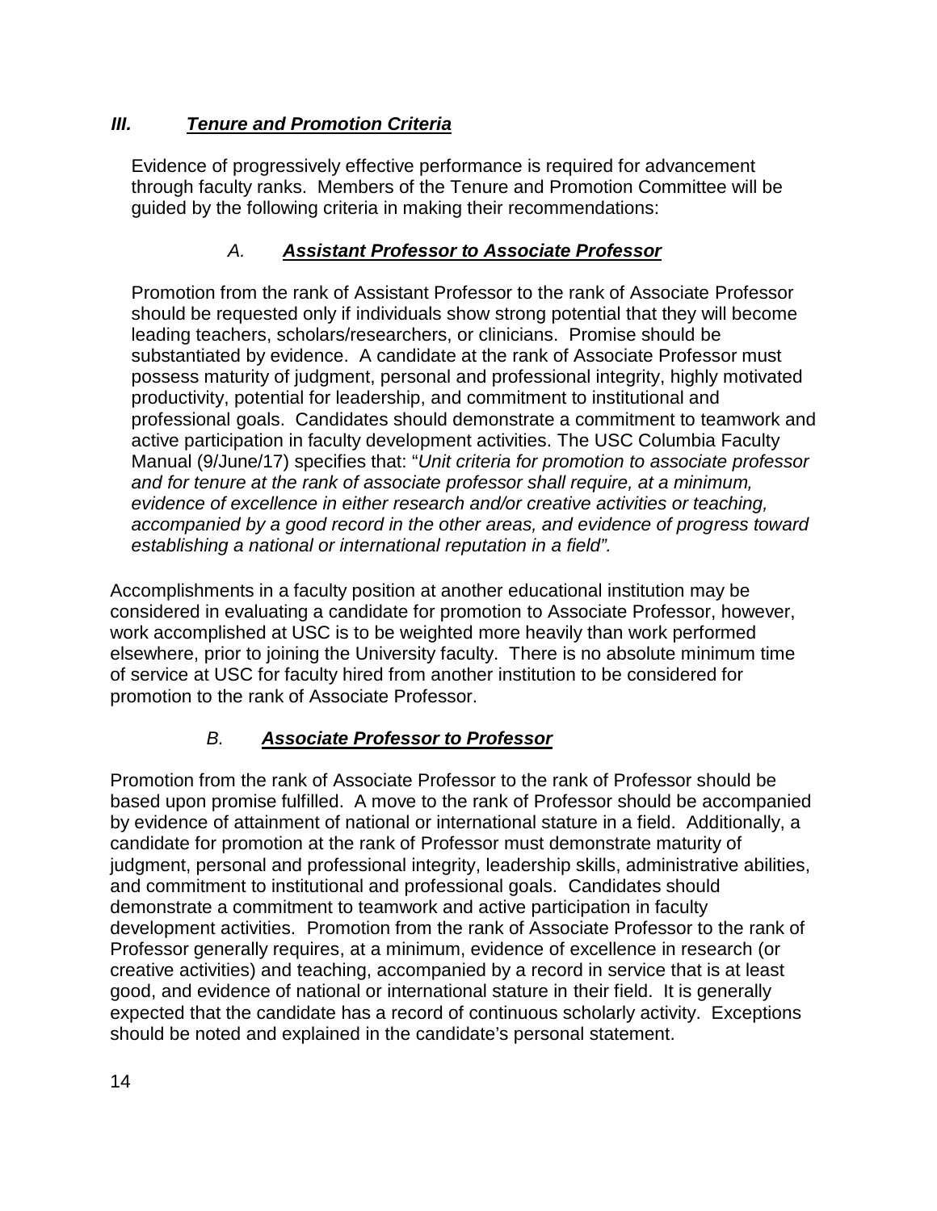## *III. Tenure and Promotion Criteria*

Evidence of progressively effective performance is required for advancement through faculty ranks. Members of the Tenure and Promotion Committee will be guided by the following criteria in making their recommendations:

### *A. Assistant Professor to Associate Professor*

Promotion from the rank of Assistant Professor to the rank of Associate Professor should be requested only if individuals show strong potential that they will become leading teachers, scholars/researchers, or clinicians. Promise should be substantiated by evidence. A candidate at the rank of Associate Professor must possess maturity of judgment, personal and professional integrity, highly motivated productivity, potential for leadership, and commitment to institutional and professional goals. Candidates should demonstrate a commitment to teamwork and active participation in faculty development activities. The USC Columbia Faculty Manual (9/June/17) specifies that: "*Unit criteria for promotion to associate professor and for tenure at the rank of associate professor shall require, at a minimum, evidence of excellence in either research and/or creative activities or teaching, accompanied by a good record in the other areas, and evidence of progress toward establishing a national or international reputation in a field".*

Accomplishments in a faculty position at another educational institution may be considered in evaluating a candidate for promotion to Associate Professor, however, work accomplished at USC is to be weighted more heavily than work performed elsewhere, prior to joining the University faculty. There is no absolute minimum time of service at USC for faculty hired from another institution to be considered for promotion to the rank of Associate Professor.

### *B. Associate Professor to Professor*

Promotion from the rank of Associate Professor to the rank of Professor should be based upon promise fulfilled. A move to the rank of Professor should be accompanied by evidence of attainment of national or international stature in a field. Additionally, a candidate for promotion at the rank of Professor must demonstrate maturity of judgment, personal and professional integrity, leadership skills, administrative abilities, and commitment to institutional and professional goals. Candidates should demonstrate a commitment to teamwork and active participation in faculty development activities. Promotion from the rank of Associate Professor to the rank of Professor generally requires, at a minimum, evidence of excellence in research (or creative activities) and teaching, accompanied by a record in service that is at least good, and evidence of national or international stature in their field. It is generally expected that the candidate has a record of continuous scholarly activity. Exceptions should be noted and explained in the candidate's personal statement.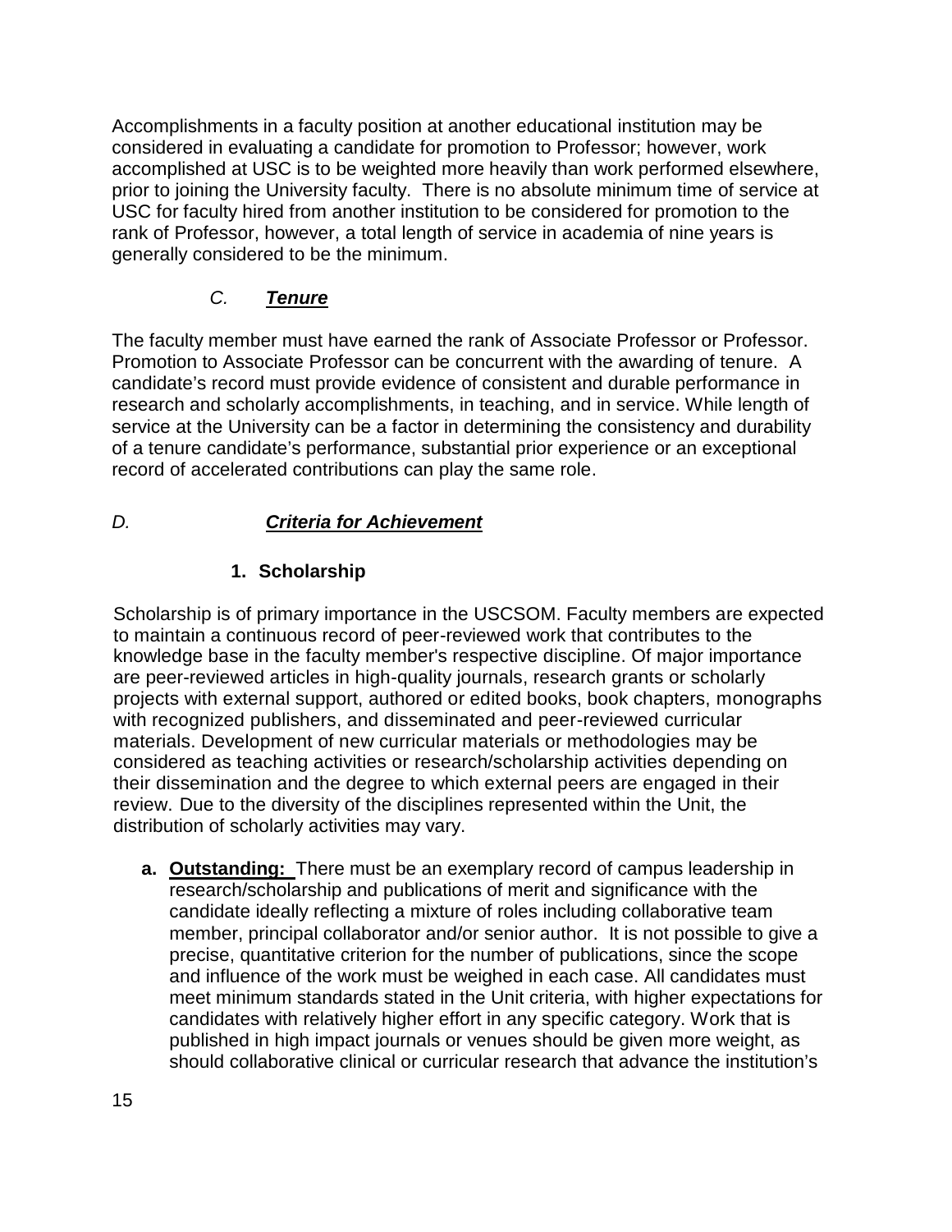Accomplishments in a faculty position at another educational institution may be considered in evaluating a candidate for promotion to Professor; however, work accomplished at USC is to be weighted more heavily than work performed elsewhere, prior to joining the University faculty. There is no absolute minimum time of service at USC for faculty hired from another institution to be considered for promotion to the rank of Professor, however, a total length of service in academia of nine years is generally considered to be the minimum.

### *C.* ***Tenure***

The faculty member must have earned the rank of Associate Professor or Professor. Promotion to Associate Professor can be concurrent with the awarding of tenure. A candidate's record must provide evidence of consistent and durable performance in research and scholarly accomplishments, in teaching, and in service. While length of service at the University can be a factor in determining the consistency and durability of a tenure candidate's performance, substantial prior experience or an exceptional record of accelerated contributions can play the same role.

### *D.* ***Criteria for Achievement***

#### 1. Scholarship

Scholarship is of primary importance in the USCSOM. Faculty members are expected to maintain a continuous record of peer-reviewed work that contributes to the knowledge base in the faculty member's respective discipline. Of major importance are peer-reviewed articles in high-quality journals, research grants or scholarly projects with external support, authored or edited books, book chapters, monographs with recognized publishers, and disseminated and peer-reviewed curricular materials. Development of new curricular materials or methodologies may be considered as teaching activities or research/scholarship activities depending on their dissemination and the degree to which external peers are engaged in their review. Due to the diversity of the disciplines represented within the Unit, the distribution of scholarly activities may vary.

**a. Outstanding:** There must be an exemplary record of campus leadership in research/scholarship and publications of merit and significance with the candidate ideally reflecting a mixture of roles including collaborative team member, principal collaborator and/or senior author. It is not possible to give a precise, quantitative criterion for the number of publications, since the scope and influence of the work must be weighed in each case. All candidates must meet minimum standards stated in the Unit criteria, with higher expectations for candidates with relatively higher effort in any specific category. Work that is published in high impact journals or venues should be given more weight, as should collaborative clinical or curricular research that advance the institution's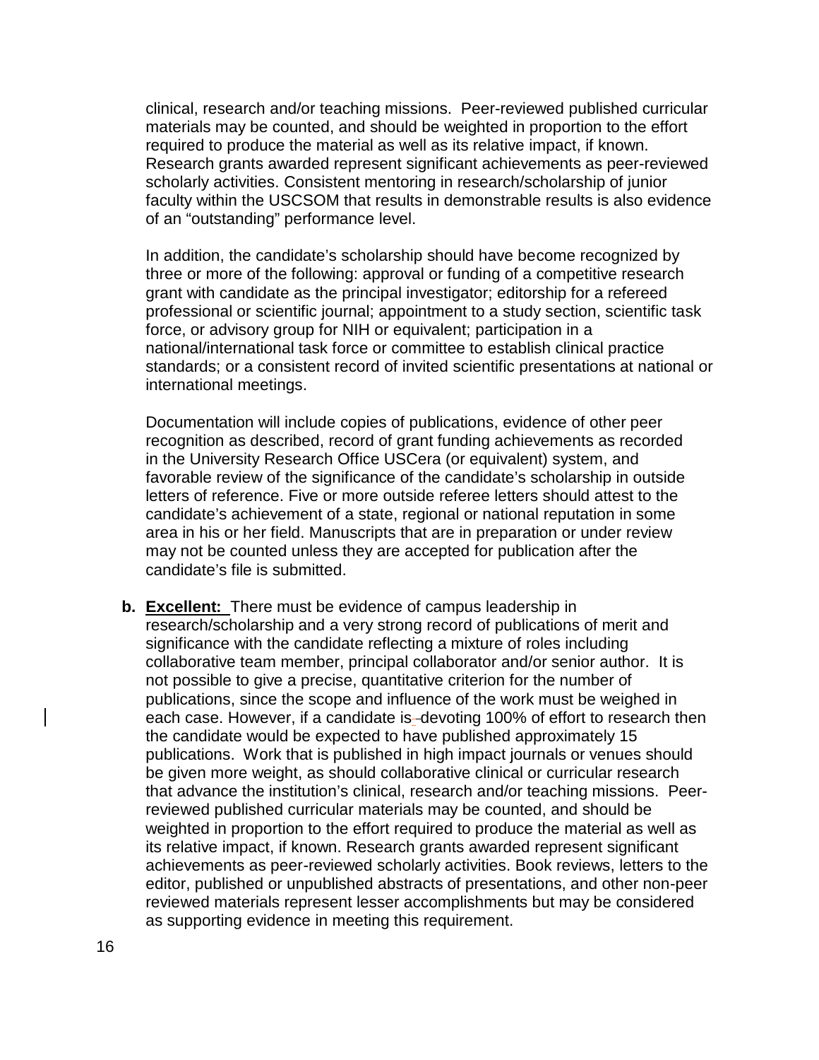clinical, research and/or teaching missions. Peer-reviewed published curricular materials may be counted, and should be weighted in proportion to the effort required to produce the material as well as its relative impact, if known. Research grants awarded represent significant achievements as peer-reviewed scholarly activities. Consistent mentoring in research/scholarship of junior faculty within the USCSOM that results in demonstrable results is also evidence of an "outstanding" performance level.

In addition, the candidate's scholarship should have become recognized by three or more of the following: approval or funding of a competitive research grant with candidate as the principal investigator; editorship for a refereed professional or scientific journal; appointment to a study section, scientific task force, or advisory group for NIH or equivalent; participation in a national/international task force or committee to establish clinical practice standards; or a consistent record of invited scientific presentations at national or international meetings.

Documentation will include copies of publications, evidence of other peer recognition as described, record of grant funding achievements as recorded in the University Research Office USCera (or equivalent) system, and favorable review of the significance of the candidate's scholarship in outside letters of reference. Five or more outside referee letters should attest to the candidate's achievement of a state, regional or national reputation in some area in his or her field. Manuscripts that are in preparation or under review may not be counted unless they are accepted for publication after the candidate's file is submitted.

**b. Excellent:** There must be evidence of campus leadership in research/scholarship and a very strong record of publications of merit and significance with the candidate reflecting a mixture of roles including collaborative team member, principal collaborator and/or senior author. It is not possible to give a precise, quantitative criterion for the number of publications, since the scope and influence of the work must be weighed in each case. However, if a candidate is devoting 100% of effort to research then the candidate would be expected to have published approximately 15 publications. Work that is published in high impact journals or venues should be given more weight, as should collaborative clinical or curricular research that advance the institution's clinical, research and/or teaching missions. Peer-reviewed published curricular materials may be counted, and should be weighted in proportion to the effort required to produce the material as well as its relative impact, if known. Research grants awarded represent significant achievements as peer-reviewed scholarly activities. Book reviews, letters to the editor, published or unpublished abstracts of presentations, and other non-peer reviewed materials represent lesser accomplishments but may be considered as supporting evidence in meeting this requirement.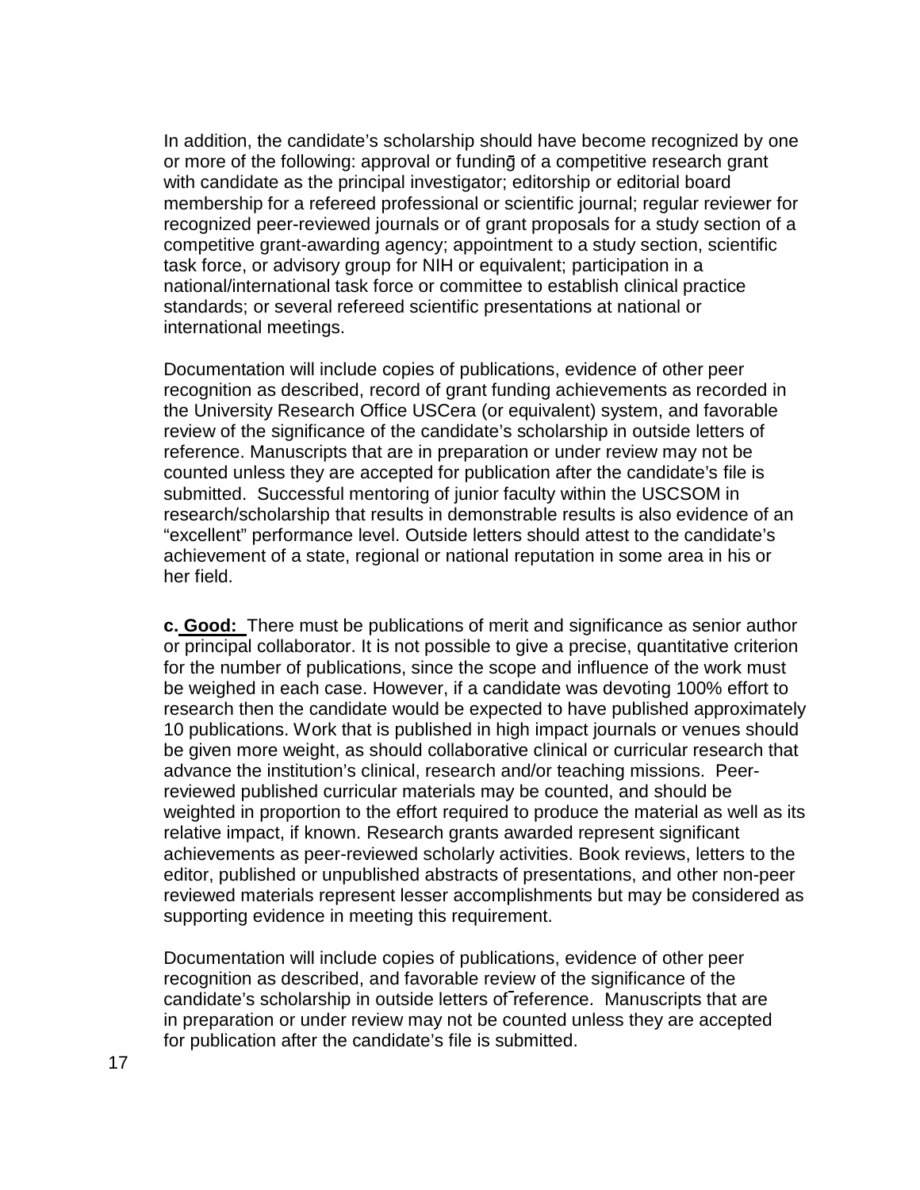In addition, the candidate's scholarship should have become recognized by one or more of the following: approval or funding of a competitive research grant with candidate as the principal investigator; editorship or editorial board membership for a refereed professional or scientific journal; regular reviewer for recognized peer-reviewed journals or of grant proposals for a study section of a competitive grant-awarding agency; appointment to a study section, scientific task force, or advisory group for NIH or equivalent; participation in a national/international task force or committee to establish clinical practice standards; or several refereed scientific presentations at national or international meetings.

Documentation will include copies of publications, evidence of other peer recognition as described, record of grant funding achievements as recorded in the University Research Office USCera (or equivalent) system, and favorable review of the significance of the candidate's scholarship in outside letters of reference. Manuscripts that are in preparation or under review may not be counted unless they are accepted for publication after the candidate's file is submitted. Successful mentoring of junior faculty within the USCSOM in research/scholarship that results in demonstrable results is also evidence of an "excellent" performance level. Outside letters should attest to the candidate's achievement of a state, regional or national reputation in some area in his or her field.

**c. Good:** There must be publications of merit and significance as senior author or principal collaborator. It is not possible to give a precise, quantitative criterion for the number of publications, since the scope and influence of the work must be weighed in each case. However, if a candidate was devoting 100% effort to research then the candidate would be expected to have published approximately 10 publications. Work that is published in high impact journals or venues should be given more weight, as should collaborative clinical or curricular research that advance the institution's clinical, research and/or teaching missions. Peer-reviewed published curricular materials may be counted, and should be weighted in proportion to the effort required to produce the material as well as its relative impact, if known. Research grants awarded represent significant achievements as peer-reviewed scholarly activities. Book reviews, letters to the editor, published or unpublished abstracts of presentations, and other non-peer reviewed materials represent lesser accomplishments but may be considered as supporting evidence in meeting this requirement.

Documentation will include copies of publications, evidence of other peer recognition as described, and favorable review of the significance of the candidate's scholarship in outside letters of reference. Manuscripts that are in preparation or under review may not be counted unless they are accepted for publication after the candidate's file is submitted.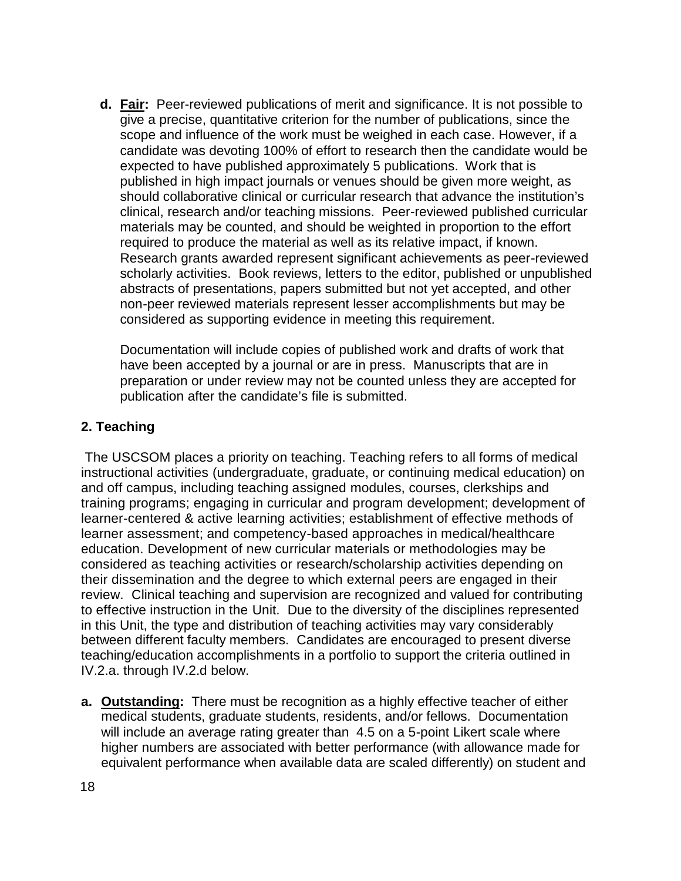**d. Fair:** Peer-reviewed publications of merit and significance. It is not possible to give a precise, quantitative criterion for the number of publications, since the scope and influence of the work must be weighed in each case. However, if a candidate was devoting 100% of effort to research then the candidate would be expected to have published approximately 5 publications. Work that is published in high impact journals or venues should be given more weight, as should collaborative clinical or curricular research that advance the institution's clinical, research and/or teaching missions. Peer-reviewed published curricular materials may be counted, and should be weighted in proportion to the effort required to produce the material as well as its relative impact, if known. Research grants awarded represent significant achievements as peer-reviewed scholarly activities. Book reviews, letters to the editor, published or unpublished abstracts of presentations, papers submitted but not yet accepted, and other non-peer reviewed materials represent lesser accomplishments but may be considered as supporting evidence in meeting this requirement.

Documentation will include copies of published work and drafts of work that have been accepted by a journal or are in press. Manuscripts that are in preparation or under review may not be counted unless they are accepted for publication after the candidate's file is submitted.

### 2. Teaching

The USCSOM places a priority on teaching. Teaching refers to all forms of medical instructional activities (undergraduate, graduate, or continuing medical education) on and off campus, including teaching assigned modules, courses, clerkships and training programs; engaging in curricular and program development; development of learner-centered & active learning activities; establishment of effective methods of learner assessment; and competency-based approaches in medical/healthcare education. Development of new curricular materials or methodologies may be considered as teaching activities or research/scholarship activities depending on their dissemination and the degree to which external peers are engaged in their review. Clinical teaching and supervision are recognized and valued for contributing to effective instruction in the Unit. Due to the diversity of the disciplines represented in this Unit, the type and distribution of teaching activities may vary considerably between different faculty members. Candidates are encouraged to present diverse teaching/education accomplishments in a portfolio to support the criteria outlined in IV.2.a. through IV.2.d below.

**a. Outstanding:** There must be recognition as a highly effective teacher of either medical students, graduate students, residents, and/or fellows. Documentation will include an average rating greater than 4.5 on a 5-point Likert scale where higher numbers are associated with better performance (with allowance made for equivalent performance when available data are scaled differently) on student and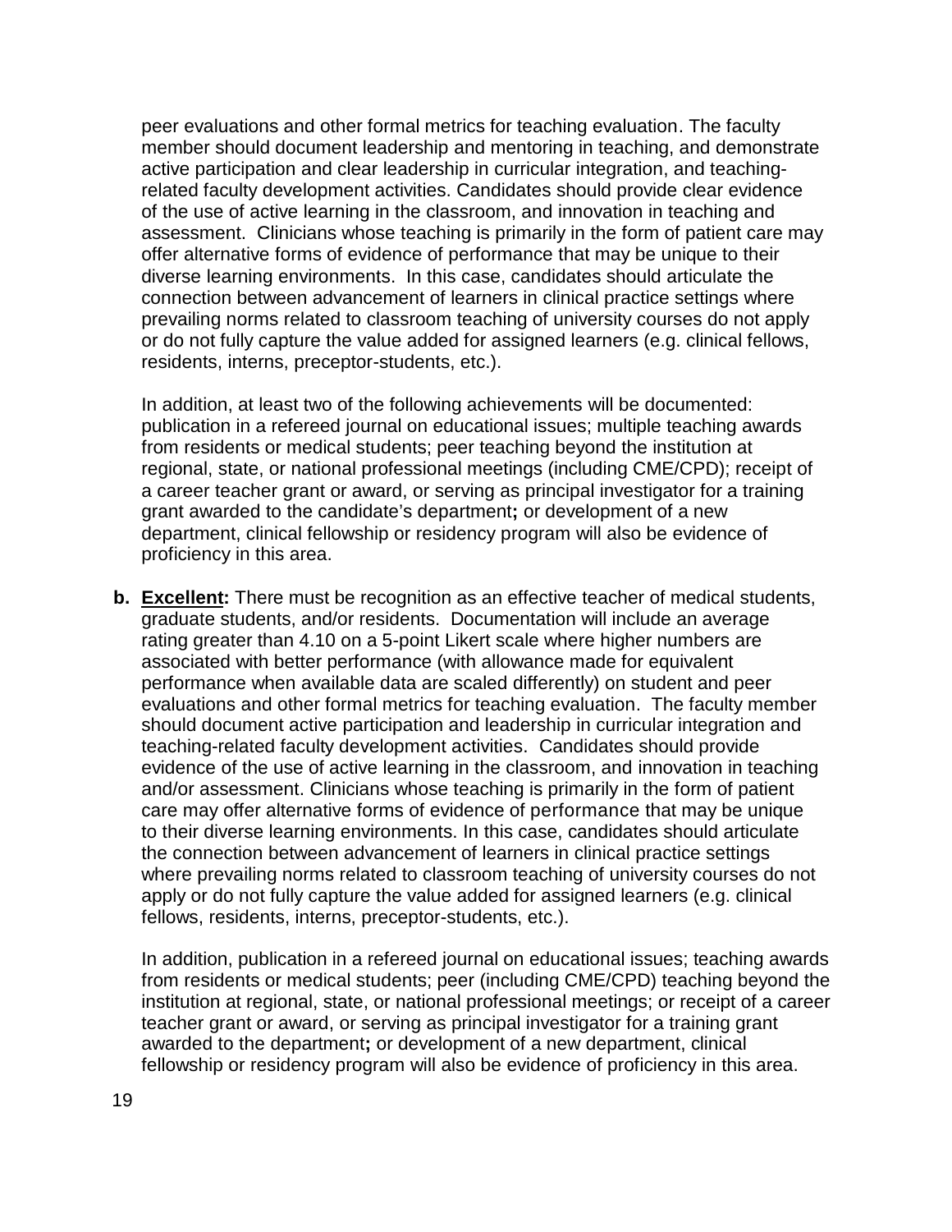peer evaluations and other formal metrics for teaching evaluation. The faculty member should document leadership and mentoring in teaching, and demonstrate active participation and clear leadership in curricular integration, and teaching-related faculty development activities. Candidates should provide clear evidence of the use of active learning in the classroom, and innovation in teaching and assessment. Clinicians whose teaching is primarily in the form of patient care may offer alternative forms of evidence of performance that may be unique to their diverse learning environments. In this case, candidates should articulate the connection between advancement of learners in clinical practice settings where prevailing norms related to classroom teaching of university courses do not apply or do not fully capture the value added for assigned learners (e.g. clinical fellows, residents, interns, preceptor-students, etc.).

In addition, at least two of the following achievements will be documented: publication in a refereed journal on educational issues; multiple teaching awards from residents or medical students; peer teaching beyond the institution at regional, state, or national professional meetings (including CME/CPD); receipt of a career teacher grant or award, or serving as principal investigator for a training grant awarded to the candidate's department**;** or development of a new department, clinical fellowship or residency program will also be evidence of proficiency in this area.

**b. <u>Excellent</u>:** There must be recognition as an effective teacher of medical students, graduate students, and/or residents. Documentation will include an average rating greater than 4.10 on a 5-point Likert scale where higher numbers are associated with better performance (with allowance made for equivalent performance when available data are scaled differently) on student and peer evaluations and other formal metrics for teaching evaluation. The faculty member should document active participation and leadership in curricular integration and teaching-related faculty development activities. Candidates should provide evidence of the use of active learning in the classroom, and innovation in teaching and/or assessment. Clinicians whose teaching is primarily in the form of patient care may offer alternative forms of evidence of performance that may be unique to their diverse learning environments. In this case, candidates should articulate the connection between advancement of learners in clinical practice settings where prevailing norms related to classroom teaching of university courses do not apply or do not fully capture the value added for assigned learners (e.g. clinical fellows, residents, interns, preceptor-students, etc.).

In addition, publication in a refereed journal on educational issues; teaching awards from residents or medical students; peer (including CME/CPD) teaching beyond the institution at regional, state, or national professional meetings; or receipt of a career teacher grant or award, or serving as principal investigator for a training grant awarded to the department**;** or development of a new department, clinical fellowship or residency program will also be evidence of proficiency in this area.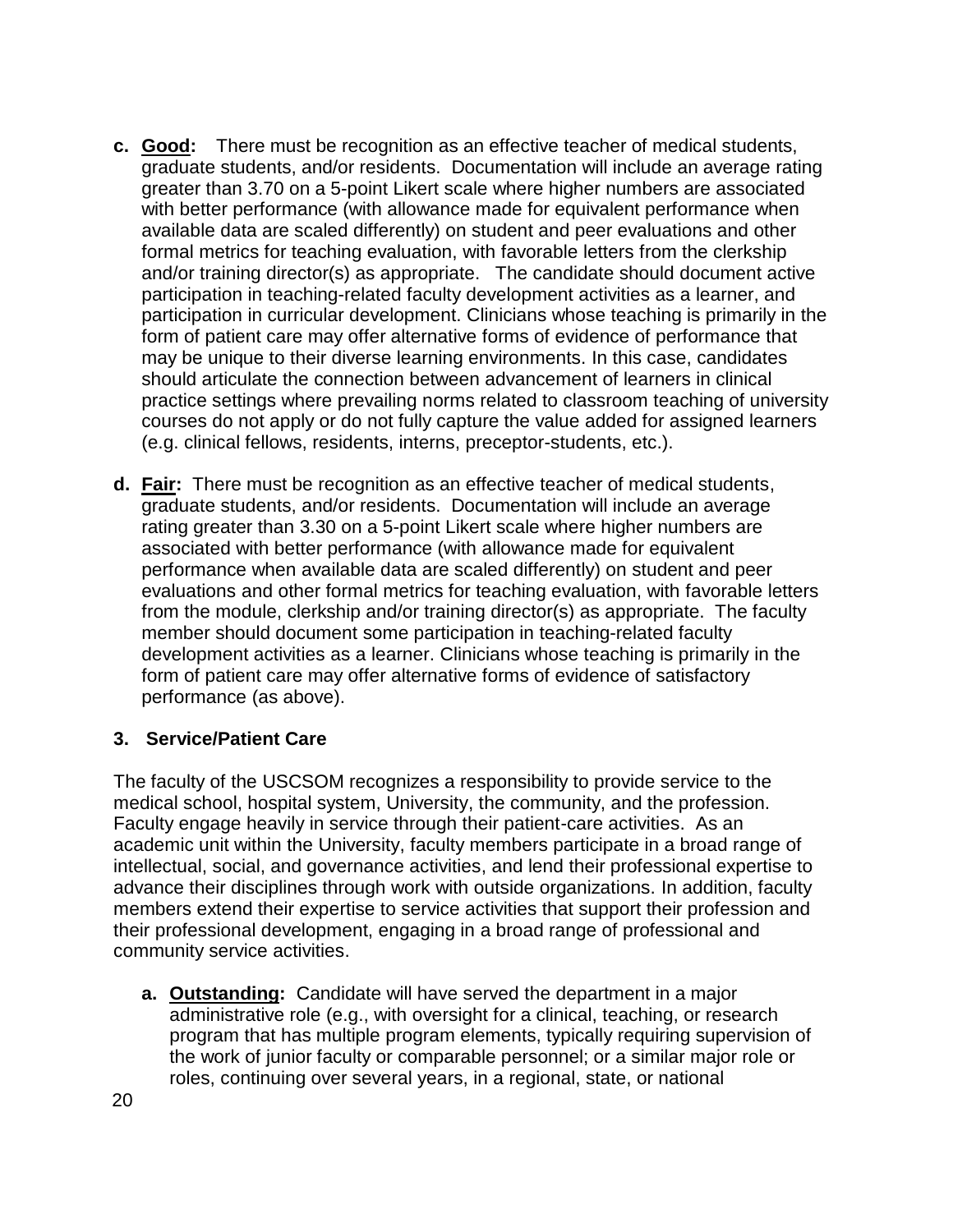c. **<u>Good</u>:** There must be recognition as an effective teacher of medical students, graduate students, and/or residents. Documentation will include an average rating greater than 3.70 on a 5-point Likert scale where higher numbers are associated with better performance (with allowance made for equivalent performance when available data are scaled differently) on student and peer evaluations and other formal metrics for teaching evaluation, with favorable letters from the clerkship and/or training director(s) as appropriate. The candidate should document active participation in teaching-related faculty development activities as a learner, and participation in curricular development. Clinicians whose teaching is primarily in the form of patient care may offer alternative forms of evidence of performance that may be unique to their diverse learning environments. In this case, candidates should articulate the connection between advancement of learners in clinical practice settings where prevailing norms related to classroom teaching of university courses do not apply or do not fully capture the value added for assigned learners (e.g. clinical fellows, residents, interns, preceptor-students, etc.).

d. **<u>Fair</u>:** There must be recognition as an effective teacher of medical students, graduate students, and/or residents. Documentation will include an average rating greater than 3.30 on a 5-point Likert scale where higher numbers are associated with better performance (with allowance made for equivalent performance when available data are scaled differently) on student and peer evaluations and other formal metrics for teaching evaluation, with favorable letters from the module, clerkship and/or training director(s) as appropriate. The faculty member should document some participation in teaching-related faculty development activities as a learner. Clinicians whose teaching is primarily in the form of patient care may offer alternative forms of evidence of satisfactory performance (as above).

### 3. Service/Patient Care

The faculty of the USCSOM recognizes a responsibility to provide service to the medical school, hospital system, University, the community, and the profession. Faculty engage heavily in service through their patient-care activities. As an academic unit within the University, faculty members participate in a broad range of intellectual, social, and governance activities, and lend their professional expertise to advance their disciplines through work with outside organizations. In addition, faculty members extend their expertise to service activities that support their profession and their professional development, engaging in a broad range of professional and community service activities.

a. **<u>Outstanding</u>:** Candidate will have served the department in a major administrative role (e.g., with oversight for a clinical, teaching, or research program that has multiple program elements, typically requiring supervision of the work of junior faculty or comparable personnel; or a similar major role or roles, continuing over several years, in a regional, state, or national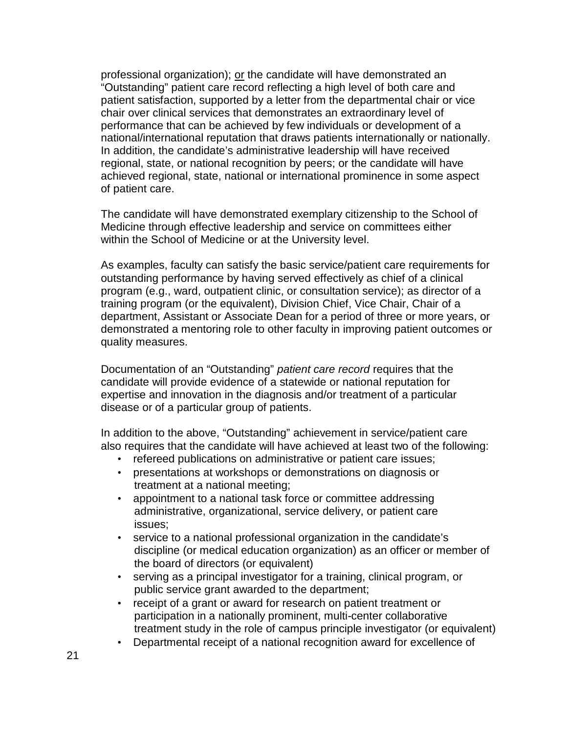professional organization); <u>or</u> the candidate will have demonstrated an "Outstanding" patient care record reflecting a high level of both care and patient satisfaction, supported by a letter from the departmental chair or vice chair over clinical services that demonstrates an extraordinary level of performance that can be achieved by few individuals or development of a national/international reputation that draws patients internationally or nationally. In addition, the candidate's administrative leadership will have received regional, state, or national recognition by peers; or the candidate will have achieved regional, state, national or international prominence in some aspect of patient care.

The candidate will have demonstrated exemplary citizenship to the School of Medicine through effective leadership and service on committees either within the School of Medicine or at the University level.

As examples, faculty can satisfy the basic service/patient care requirements for outstanding performance by having served effectively as chief of a clinical program (e.g., ward, outpatient clinic, or consultation service); as director of a training program (or the equivalent), Division Chief, Vice Chair, Chair of a department, Assistant or Associate Dean for a period of three or more years, or demonstrated a mentoring role to other faculty in improving patient outcomes or quality measures.

Documentation of an "Outstanding" *patient care record* requires that the candidate will provide evidence of a statewide or national reputation for expertise and innovation in the diagnosis and/or treatment of a particular disease or of a particular group of patients.

In addition to the above, "Outstanding" achievement in service/patient care also requires that the candidate will have achieved at least two of the following:

- refereed publications on administrative or patient care issues;
- presentations at workshops or demonstrations on diagnosis or treatment at a national meeting;
- appointment to a national task force or committee addressing administrative, organizational, service delivery, or patient care issues;
- service to a national professional organization in the candidate's discipline (or medical education organization) as an officer or member of the board of directors (or equivalent)
- serving as a principal investigator for a training, clinical program, or public service grant awarded to the department;
- receipt of a grant or award for research on patient treatment or participation in a nationally prominent, multi-center collaborative treatment study in the role of campus principle investigator (or equivalent)
- Departmental receipt of a national recognition award for excellence of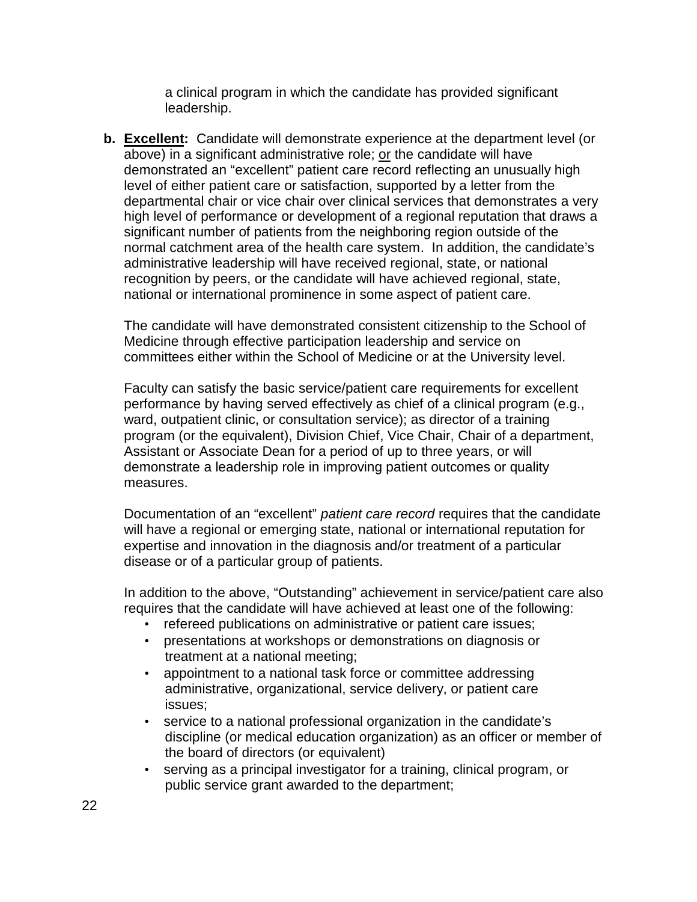a clinical program in which the candidate has provided significant leadership.

**b. Excellent:** Candidate will demonstrate experience at the department level (or above) in a significant administrative role; or the candidate will have demonstrated an "excellent" patient care record reflecting an unusually high level of either patient care or satisfaction, supported by a letter from the departmental chair or vice chair over clinical services that demonstrates a very high level of performance or development of a regional reputation that draws a significant number of patients from the neighboring region outside of the normal catchment area of the health care system. In addition, the candidate's administrative leadership will have received regional, state, or national recognition by peers, or the candidate will have achieved regional, state, national or international prominence in some aspect of patient care.

The candidate will have demonstrated consistent citizenship to the School of Medicine through effective participation leadership and service on committees either within the School of Medicine or at the University level.

Faculty can satisfy the basic service/patient care requirements for excellent performance by having served effectively as chief of a clinical program (e.g., ward, outpatient clinic, or consultation service); as director of a training program (or the equivalent), Division Chief, Vice Chair, Chair of a department, Assistant or Associate Dean for a period of up to three years, or will demonstrate a leadership role in improving patient outcomes or quality measures.

Documentation of an "excellent" *patient care record* requires that the candidate will have a regional or emerging state, national or international reputation for expertise and innovation in the diagnosis and/or treatment of a particular disease or of a particular group of patients.

In addition to the above, "Outstanding" achievement in service/patient care also requires that the candidate will have achieved at least one of the following:

- refereed publications on administrative or patient care issues;
- presentations at workshops or demonstrations on diagnosis or treatment at a national meeting;
- appointment to a national task force or committee addressing administrative, organizational, service delivery, or patient care issues;
- service to a national professional organization in the candidate's discipline (or medical education organization) as an officer or member of the board of directors (or equivalent)
- serving as a principal investigator for a training, clinical program, or public service grant awarded to the department;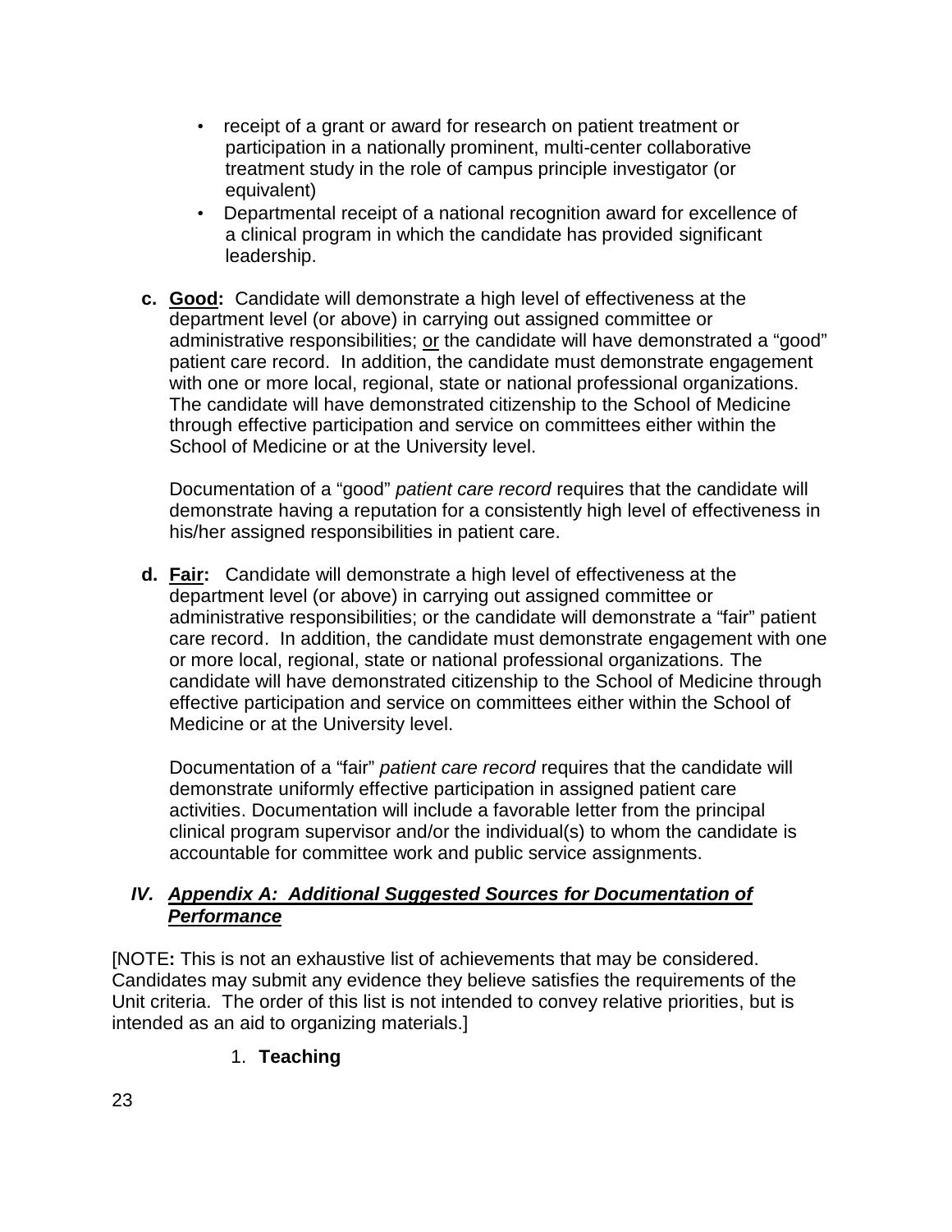- receipt of a grant or award for research on patient treatment or participation in a nationally prominent, multi-center collaborative treatment study in the role of campus principle investigator (or equivalent)
- Departmental receipt of a national recognition award for excellence of a clinical program in which the candidate has provided significant leadership.

**c. Good:** Candidate will demonstrate a high level of effectiveness at the department level (or above) in carrying out assigned committee or administrative responsibilities; or the candidate will have demonstrated a "good" patient care record. In addition, the candidate must demonstrate engagement with one or more local, regional, state or national professional organizations. The candidate will have demonstrated citizenship to the School of Medicine through effective participation and service on committees either within the School of Medicine or at the University level.

Documentation of a "good" *patient care record* requires that the candidate will demonstrate having a reputation for a consistently high level of effectiveness in his/her assigned responsibilities in patient care.

**d. Fair:** Candidate will demonstrate a high level of effectiveness at the department level (or above) in carrying out assigned committee or administrative responsibilities; or the candidate will demonstrate a "fair" patient care record. In addition, the candidate must demonstrate engagement with one or more local, regional, state or national professional organizations. The candidate will have demonstrated citizenship to the School of Medicine through effective participation and service on committees either within the School of Medicine or at the University level.

Documentation of a "fair" *patient care record* requires that the candidate will demonstrate uniformly effective participation in assigned patient care activities. Documentation will include a favorable letter from the principal clinical program supervisor and/or the individual(s) to whom the candidate is accountable for committee work and public service assignments.

## *IV. Appendix A: Additional Suggested Sources for Documentation of Performance*

[NOTE**:** This is not an exhaustive list of achievements that may be considered. Candidates may submit any evidence they believe satisfies the requirements of the Unit criteria. The order of this list is not intended to convey relative priorities, but is intended as an aid to organizing materials.]

1. **Teaching**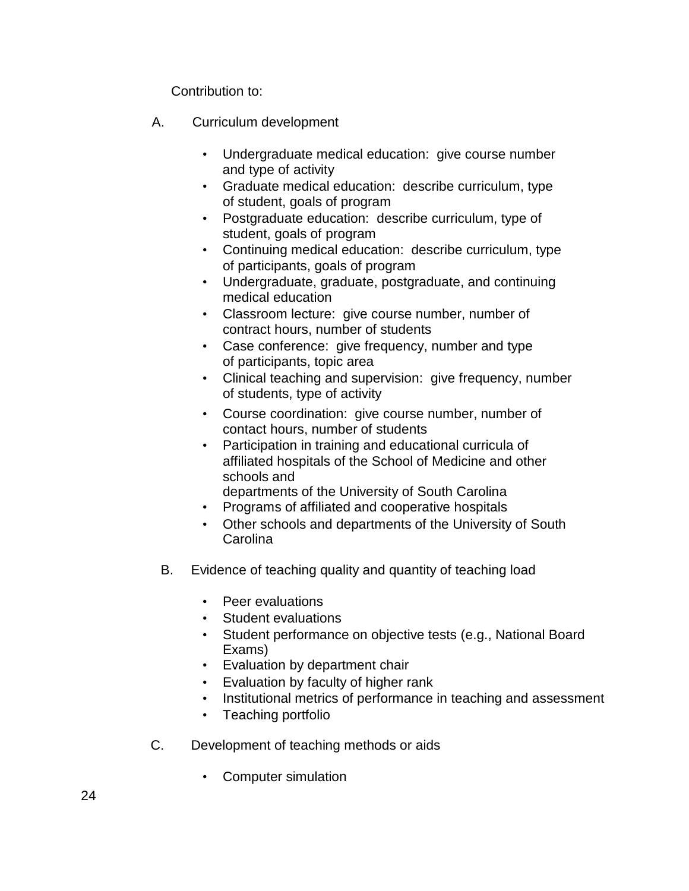Contribution to:

A. Curriculum development

- Undergraduate medical education: give course number and type of activity
- Graduate medical education: describe curriculum, type of student, goals of program
- Postgraduate education: describe curriculum, type of student, goals of program
- Continuing medical education: describe curriculum, type of participants, goals of program
- Undergraduate, graduate, postgraduate, and continuing medical education
- Classroom lecture: give course number, number of contract hours, number of students
- Case conference: give frequency, number and type of participants, topic area
- Clinical teaching and supervision: give frequency, number of students, type of activity
- Course coordination: give course number, number of contact hours, number of students
- Participation in training and educational curricula of affiliated hospitals of the School of Medicine and other schools and departments of the University of South Carolina
- Programs of affiliated and cooperative hospitals
- Other schools and departments of the University of South Carolina

B. Evidence of teaching quality and quantity of teaching load

- Peer evaluations
- Student evaluations
- Student performance on objective tests (e.g., National Board Exams)
- Evaluation by department chair
- Evaluation by faculty of higher rank
- Institutional metrics of performance in teaching and assessment
- Teaching portfolio

C. Development of teaching methods or aids

- Computer simulation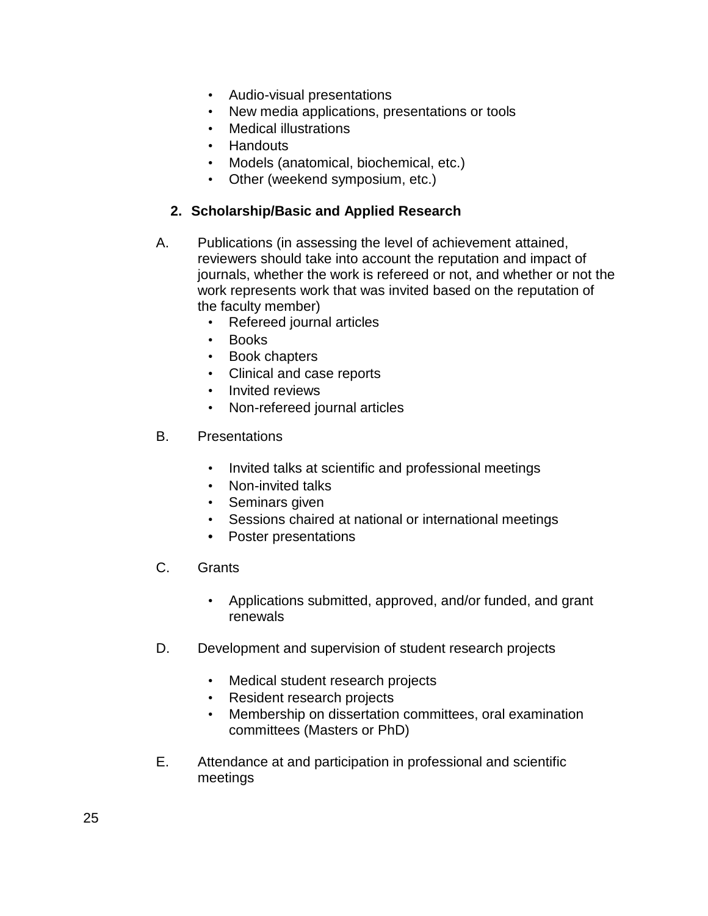- Audio-visual presentations
- New media applications, presentations or tools
- Medical illustrations
- Handouts
- Models (anatomical, biochemical, etc.)
- Other (weekend symposium, etc.)

**2. Scholarship/Basic and Applied Research**

A. Publications (in assessing the level of achievement attained, reviewers should take into account the reputation and impact of journals, whether the work is refereed or not, and whether or not the work represents work that was invited based on the reputation of the faculty member)
   - Refereed journal articles
   - Books
   - Book chapters
   - Clinical and case reports
   - Invited reviews
   - Non-refereed journal articles

B. Presentations
   - Invited talks at scientific and professional meetings
   - Non-invited talks
   - Seminars given
   - Sessions chaired at national or international meetings
   - Poster presentations

C. Grants
   - Applications submitted, approved, and/or funded, and grant renewals

D. Development and supervision of student research projects
   - Medical student research projects
   - Resident research projects
   - Membership on dissertation committees, oral examination committees (Masters or PhD)

E. Attendance at and participation in professional and scientific meetings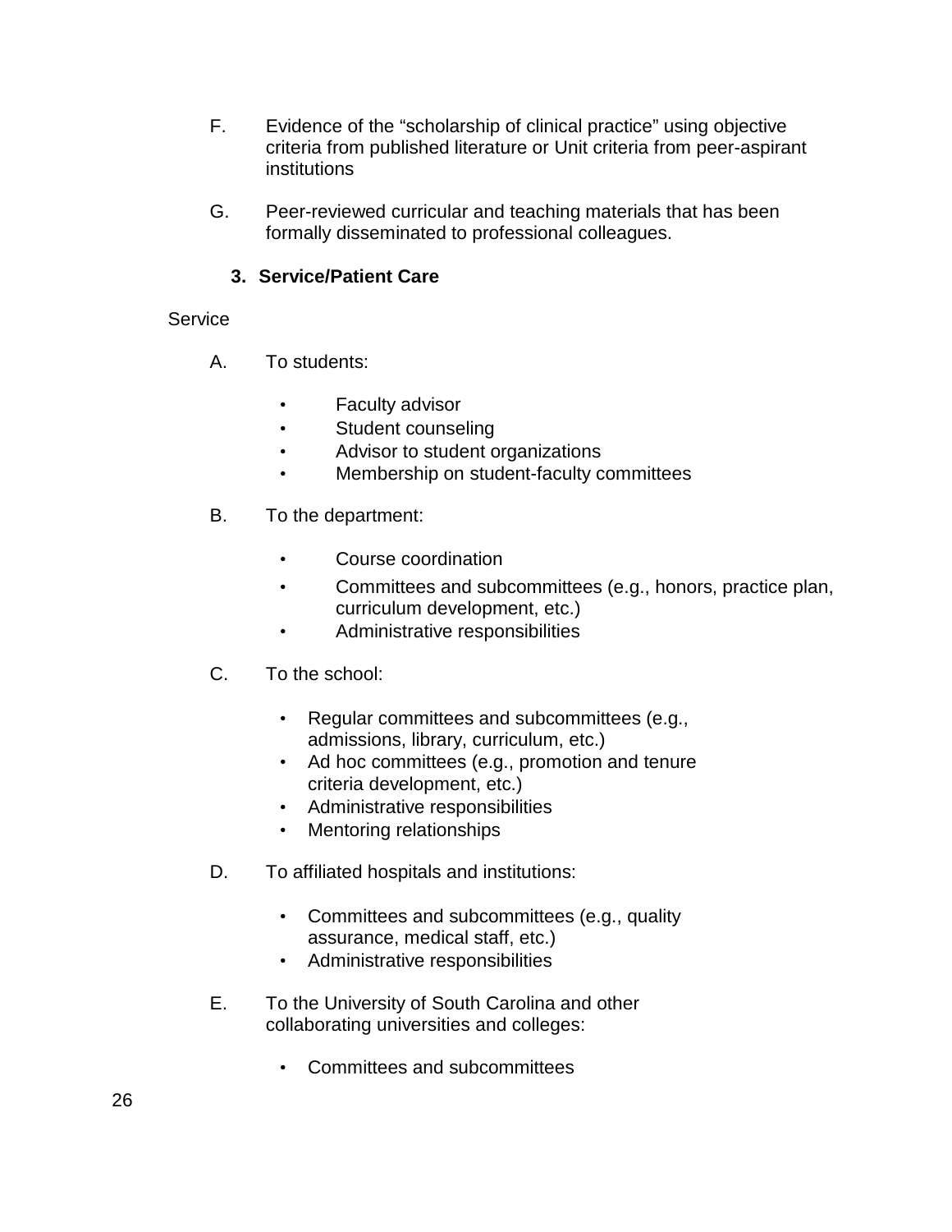F. Evidence of the "scholarship of clinical practice" using objective criteria from published literature or Unit criteria from peer-aspirant institutions

G. Peer-reviewed curricular and teaching materials that has been formally disseminated to professional colleagues.

### 3. Service/Patient Care

Service

A. To students:

- Faculty advisor
- Student counseling
- Advisor to student organizations
- Membership on student-faculty committees

B. To the department:

- Course coordination
- Committees and subcommittees (e.g., honors, practice plan, curriculum development, etc.)
- Administrative responsibilities

C. To the school:

- Regular committees and subcommittees (e.g., admissions, library, curriculum, etc.)
- Ad hoc committees (e.g., promotion and tenure criteria development, etc.)
- Administrative responsibilities
- Mentoring relationships

D. To affiliated hospitals and institutions:

- Committees and subcommittees (e.g., quality assurance, medical staff, etc.)
- Administrative responsibilities

E. To the University of South Carolina and other collaborating universities and colleges:

- Committees and subcommittees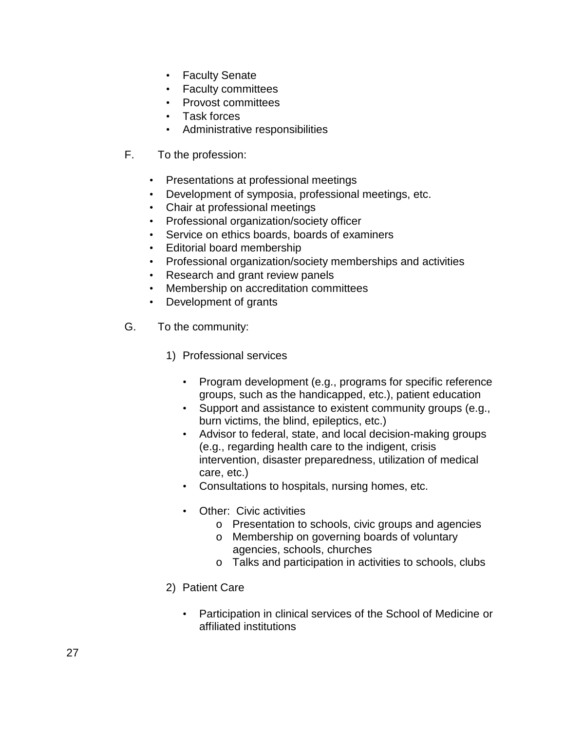- Faculty Senate
- Faculty committees
- Provost committees
- Task forces
- Administrative responsibilities

F. To the profession:

- Presentations at professional meetings
- Development of symposia, professional meetings, etc.
- Chair at professional meetings
- Professional organization/society officer
- Service on ethics boards, boards of examiners
- Editorial board membership
- Professional organization/society memberships and activities
- Research and grant review panels
- Membership on accreditation committees
- Development of grants

G. To the community:

1) Professional services

   - Program development (e.g., programs for specific reference groups, such as the handicapped, etc.), patient education
   - Support and assistance to existent community groups (e.g., burn victims, the blind, epileptics, etc.)
   - Advisor to federal, state, and local decision-making groups (e.g., regarding health care to the indigent, crisis intervention, disaster preparedness, utilization of medical care, etc.)
   - Consultations to hospitals, nursing homes, etc.
   - Other: Civic activities
     - Presentation to schools, civic groups and agencies
     - Membership on governing boards of voluntary agencies, schools, churches
     - Talks and participation in activities to schools, clubs

2) Patient Care

   - Participation in clinical services of the School of Medicine or affiliated institutions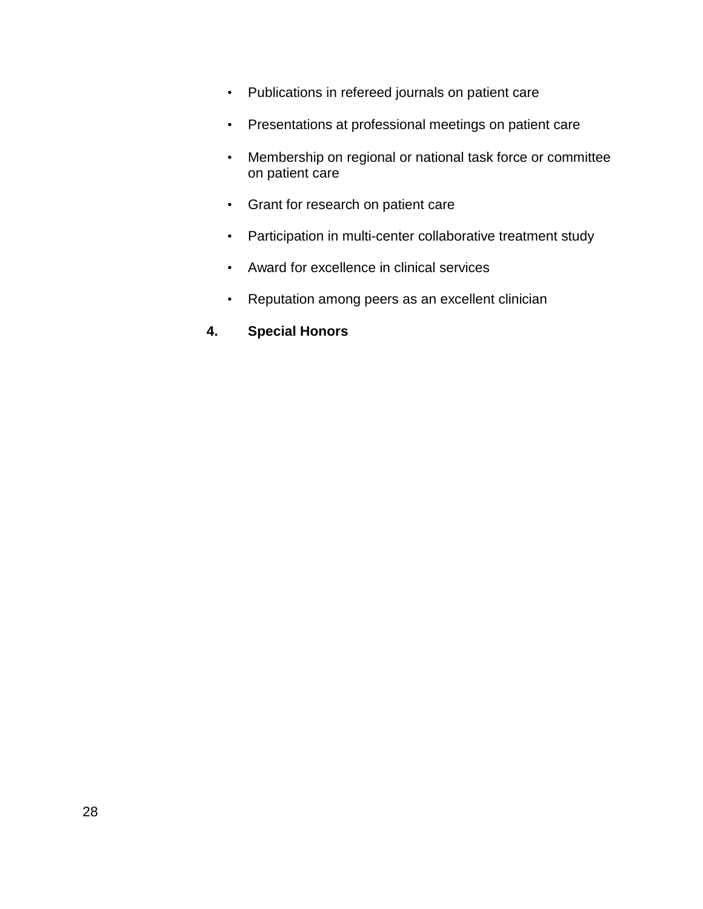- Publications in refereed journals on patient care
- Presentations at professional meetings on patient care
- Membership on regional or national task force or committee on patient care
- Grant for research on patient care
- Participation in multi-center collaborative treatment study
- Award for excellence in clinical services
- Reputation among peers as an excellent clinician

**4. Special Honors**